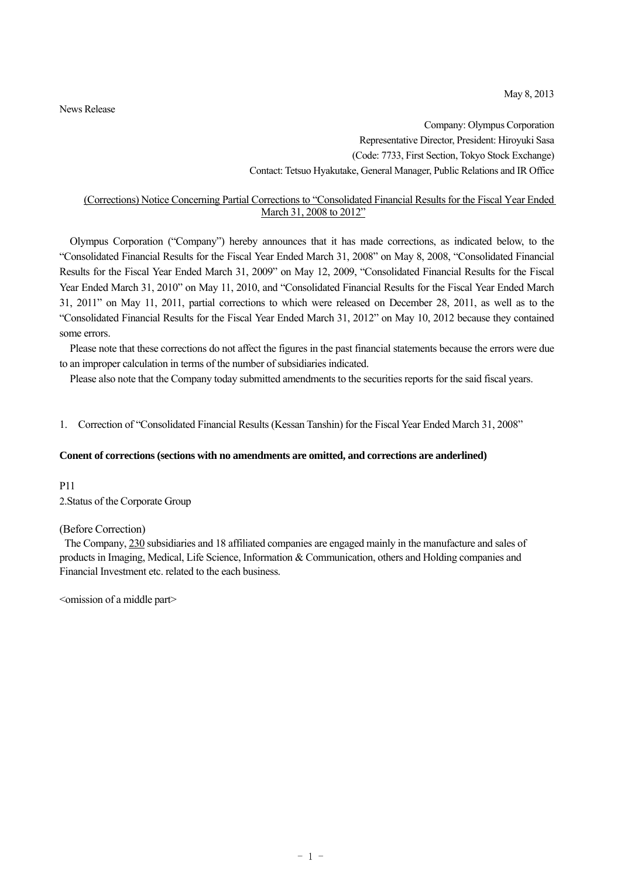May 8, 2013

News Release

Company: Olympus Corporation
Representative Director, President: Hiroyuki Sasa
(Code: 7733, First Section, Tokyo Stock Exchange)
Contact: Tetsuo Hyakutake, General Manager, Public Relations and IR Office

# (Corrections) Notice Concerning Partial Corrections to "Consolidated Financial Results for the Fiscal Year Ended March 31, 2008 to 2012"

Olympus Corporation ("Company") hereby announces that it has made corrections, as indicated below, to the "Consolidated Financial Results for the Fiscal Year Ended March 31, 2008" on May 8, 2008, "Consolidated Financial Results for the Fiscal Year Ended March 31, 2009" on May 12, 2009, "Consolidated Financial Results for the Fiscal Year Ended March 31, 2010" on May 11, 2010, and "Consolidated Financial Results for the Fiscal Year Ended March 31, 2011" on May 11, 2011, partial corrections to which were released on December 28, 2011, as well as to the "Consolidated Financial Results for the Fiscal Year Ended March 31, 2012" on May 10, 2012 because they contained some errors.

Please note that these corrections do not affect the figures in the past financial statements because the errors were due to an improper calculation in terms of the number of subsidiaries indicated.

Please also note that the Company today submitted amendments to the securities reports for the said fiscal years.

1. Correction of "Consolidated Financial Results (Kessan Tanshin) for the Fiscal Year Ended March 31, 2008"

**Conent of corrections (sections with no amendments are omitted, and corrections are anderlined)**

P11

2.Status of the Corporate Group

(Before Correction)

The Company, <u>230</u> subsidiaries and 18 affiliated companies are engaged mainly in the manufacture and sales of products in Imaging, Medical, Life Science, Information & Communication, others and Holding companies and Financial Investment etc. related to the each business.

<omission of a middle part>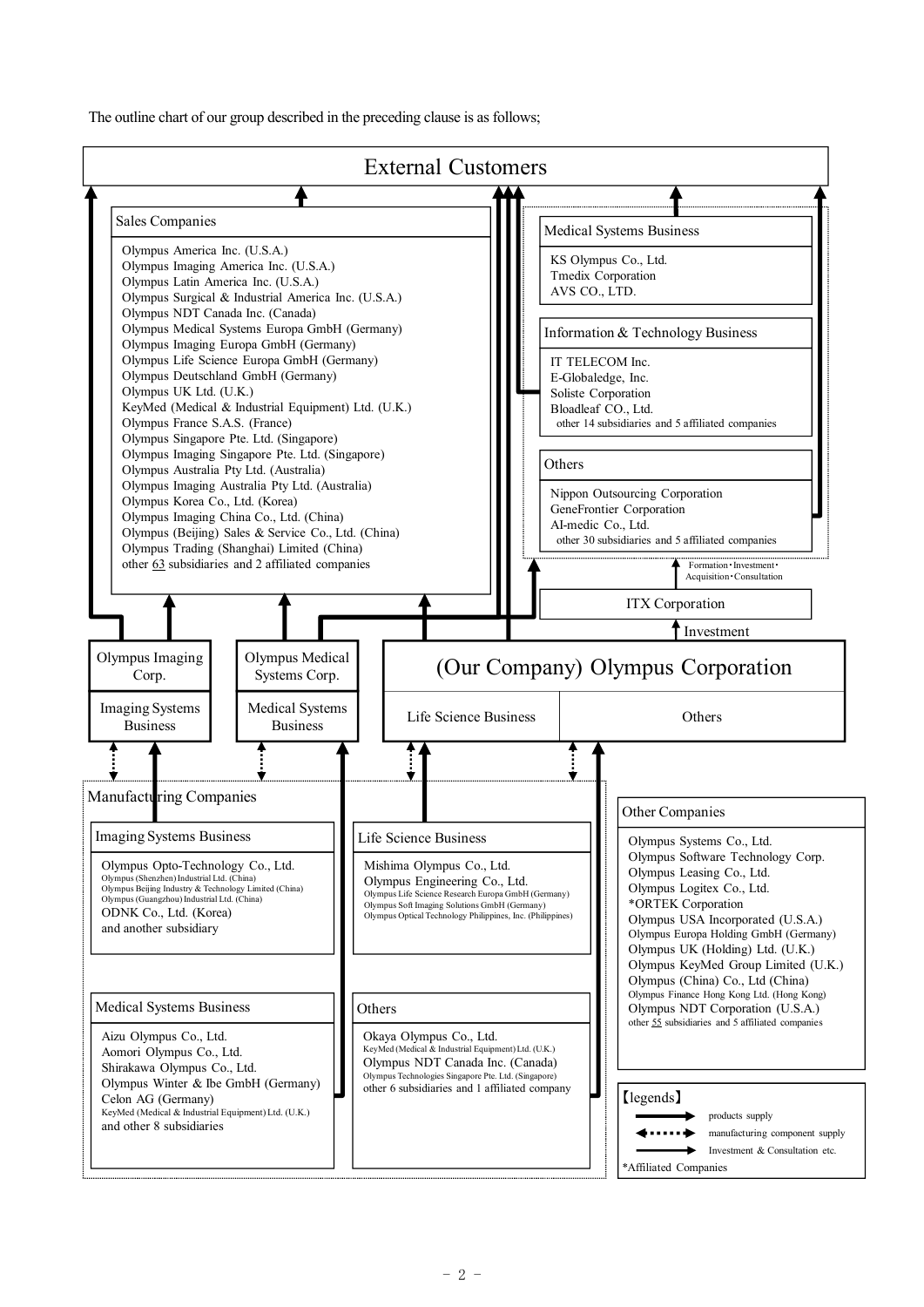The outline chart of our group described in the preceding clause is as follows;

## External Customers

### Sales Companies

Olympus America Inc. (U.S.A.)
Olympus Imaging America Inc. (U.S.A.)
Olympus Latin America Inc. (U.S.A.)
Olympus Surgical & Industrial America Inc. (U.S.A.)
Olympus NDT Canada Inc. (Canada)
Olympus Medical Systems Europa GmbH (Germany)
Olympus Imaging Europa GmbH (Germany)
Olympus Life Science Europa GmbH (Germany)
Olympus Deutschland GmbH (Germany)
Olympus UK Ltd. (U.K.)
KeyMed (Medical & Industrial Equipment) Ltd. (U.K.)
Olympus France S.A.S. (France)
Olympus Singapore Pte. Ltd. (Singapore)
Olympus Imaging Singapore Pte. Ltd. (Singapore)
Olympus Australia Pty Ltd. (Australia)
Olympus Imaging Australia Pty Ltd. (Australia)
Olympus Korea Co., Ltd. (Korea)
Olympus Imaging China Co., Ltd. (China)
Olympus (Beijing) Sales & Service Co., Ltd. (China)
Olympus Trading (Shanghai) Limited (China)
other 63 subsidiaries and 2 affiliated companies

### Medical Systems Business

KS Olympus Co., Ltd.
Tmedix Corporation
AVS CO., LTD.

### Information & Technology Business

IT TELECOM Inc.
E-Globaledge, Inc.
Soliste Corporation
Bloadleaf CO., Ltd.
other 14 subsidiaries and 5 affiliated companies

### Others

Nippon Outsourcing Corporation
GeneFrontier Corporation
AI-medic Co., Ltd.
other 30 subsidiaries and 5 affiliated companies

Formation・Investment・Acquisition・Consultation

ITX Corporation

Investment

| Olympus Imaging Corp. | Olympus Medical Systems Corp. | (Our Company) Olympus Corporation | |
|---|---|---|---|
| Imaging Systems Business | Medical Systems Business | Life Science Business | Others |

### Manufacturing Companies

#### Imaging Systems Business

Olympus Opto-Technology Co., Ltd.
Olympus (Shenzhen) Industrial Ltd. (China)
Olympus Beijing Industry & Technology Limited (China)
Olympus (Guangzhou) Industrial Ltd. (China)
ODNK Co., Ltd. (Korea)
and another subsidiary

#### Life Science Business

Mishima Olympus Co., Ltd.
Olympus Engineering Co., Ltd.
Olympus Life Science Research Europa GmbH (Germany)
Olympus Soft Imaging Solutions GmbH (Germany)
Olympus Optical Technology Philippines, Inc. (Philippines)

#### Medical Systems Business

Aizu Olympus Co., Ltd.
Aomori Olympus Co., Ltd.
Shirakawa Olympus Co., Ltd.
Olympus Winter & Ibe GmbH (Germany)
Celon AG (Germany)
KeyMed (Medical & Industrial Equipment) Ltd. (U.K.)
and other 8 subsidiaries

#### Others

Okaya Olympus Co., Ltd.
KeyMed (Medical & Industrial Equipment) Ltd. (U.K.)
Olympus NDT Canada Inc. (Canada)
Olympus Technologies Singapore Pte. Ltd. (Singapore)
other 6 subsidiaries and 1 affiliated company

### Other Companies

Olympus Systems Co., Ltd.
Olympus Software Technology Corp.
Olympus Leasing Co., Ltd.
Olympus Logitex Co., Ltd.
*ORTEK Corporation
Olympus USA Incorporated (U.S.A.)
Olympus Europa Holding GmbH (Germany)
Olympus UK (Holding) Ltd. (U.K.)
Olympus KeyMed Group Limited (U.K.)
Olympus (China) Co., Ltd (China)
Olympus Finance Hong Kong Ltd. (Hong Kong)
Olympus NDT Corporation (U.S.A.)
other 55 subsidiaries and 5 affiliated companies

【legends】

- (solid arrow) products supply
- (dotted double arrow) manufacturing component supply
- (thin arrow) Investment & Consultation etc.

*Affiliated Companies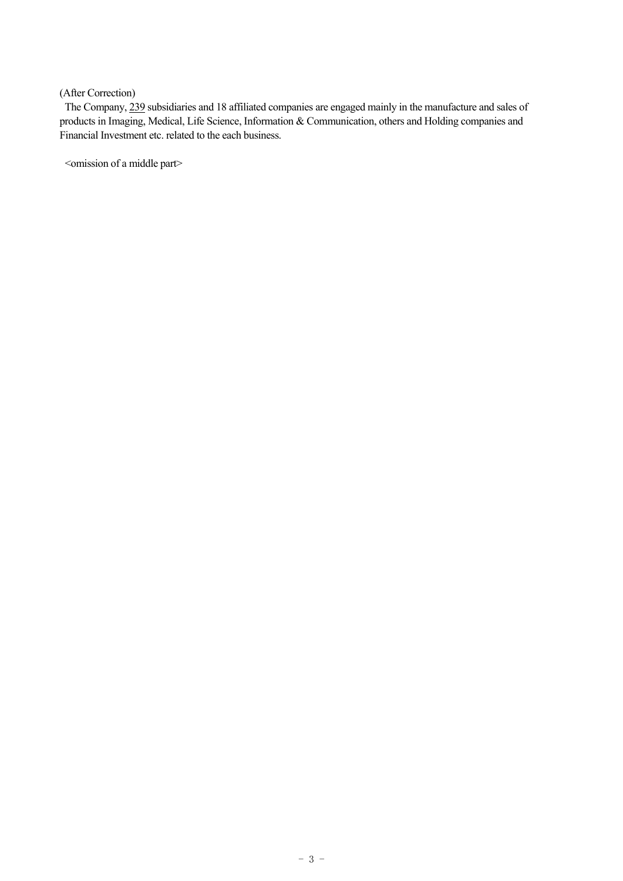(After Correction)

The Company, <u>239</u> subsidiaries and 18 affiliated companies are engaged mainly in the manufacture and sales of products in Imaging, Medical, Life Science, Information & Communication, others and Holding companies and Financial Investment etc. related to the each business.

<omission of a middle part>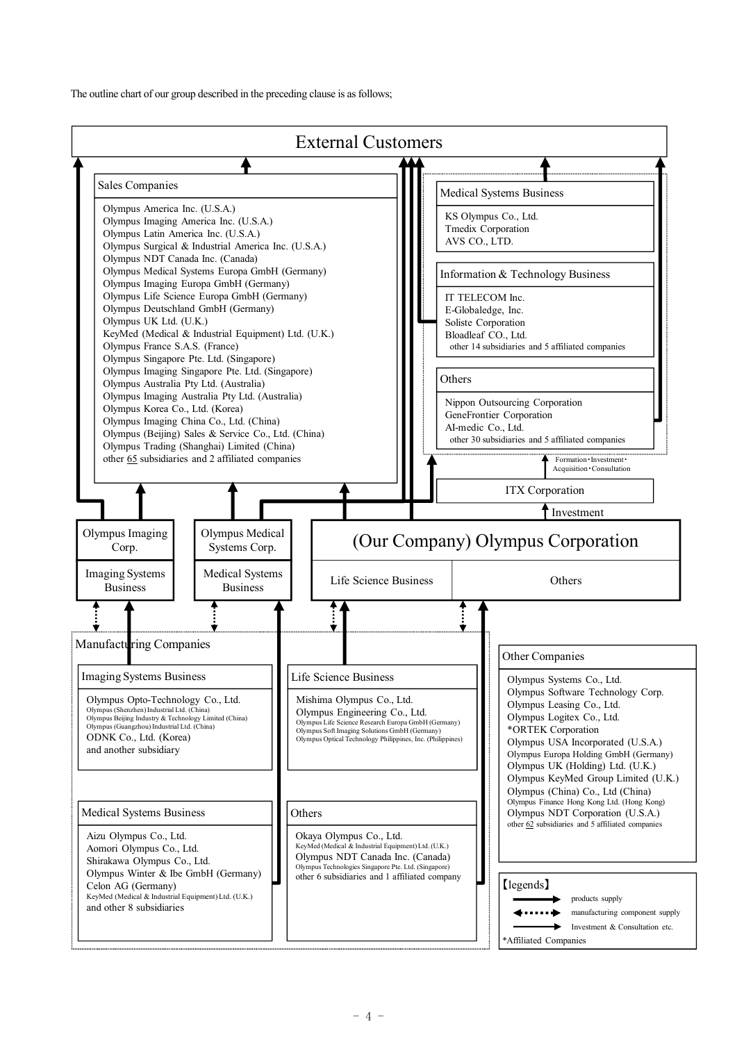The outline chart of our group described in the preceding clause is as follows;

## External Customers

### Sales Companies

- Olympus America Inc. (U.S.A.)
- Olympus Imaging America Inc. (U.S.A.)
- Olympus Latin America Inc. (U.S.A.)
- Olympus Surgical & Industrial America Inc. (U.S.A.)
- Olympus NDT Canada Inc. (Canada)
- Olympus Medical Systems Europa GmbH (Germany)
- Olympus Imaging Europa GmbH (Germany)
- Olympus Life Science Europa GmbH (Germany)
- Olympus Deutschland GmbH (Germany)
- Olympus UK Ltd. (U.K.)
- KeyMed (Medical & Industrial Equipment) Ltd. (U.K.)
- Olympus France S.A.S. (France)
- Olympus Singapore Pte. Ltd. (Singapore)
- Olympus Imaging Singapore Pte. Ltd. (Singapore)
- Olympus Australia Pty Ltd. (Australia)
- Olympus Imaging Australia Pty Ltd. (Australia)
- Olympus Korea Co., Ltd. (Korea)
- Olympus Imaging China Co., Ltd. (China)
- Olympus (Beijing) Sales & Service Co., Ltd. (China)
- Olympus Trading (Shanghai) Limited (China)
- other 65 subsidiaries and 2 affiliated companies

### Medical Systems Business

- KS Olympus Co., Ltd.
- Tmedix Corporation
- AVS CO., LTD.

### Information & Technology Business

- IT TELECOM Inc.
- E-Globaledge, Inc.
- Soliste Corporation
- Bloadleaf CO., Ltd.
- other 14 subsidiaries and 5 affiliated companies

### Others

- Nippon Outsourcing Corporation
- GeneFrontier Corporation
- AI-medic Co., Ltd.
- other 30 subsidiaries and 5 affiliated companies

Formation・Investment・Acquisition・Consultation

ITX Corporation

Investment

| Olympus Imaging Corp. | Olympus Medical Systems Corp. | (Our Company) Olympus Corporation | |
|---|---|---|---|
| Imaging Systems Business | Medical Systems Business | Life Science Business | Others |

### Manufacturing Companies

#### Imaging Systems Business

- Olympus Opto-Technology Co., Ltd.
- Olympus (Shenzhen) Industrial Ltd. (China)
- Olympus Beijing Industry & Technology Limited (China)
- Olympus (Guangzhou) Industrial Ltd. (China)
- ODNK Co., Ltd. (Korea)
- and another subsidiary

#### Life Science Business

- Mishima Olympus Co., Ltd.
- Olympus Engineering Co., Ltd.
- Olympus Life Science Research Europa GmbH (Germany)
- Olympus Soft Imaging Solutions GmbH (Germany)
- Olympus Optical Technology Philippines, Inc. (Philippines)

#### Medical Systems Business

- Aizu Olympus Co., Ltd.
- Aomori Olympus Co., Ltd.
- Shirakawa Olympus Co., Ltd.
- Olympus Winter & Ibe GmbH (Germany)
- Celon AG (Germany)
- KeyMed (Medical & Industrial Equipment) Ltd. (U.K.)
- and other 8 subsidiaries

#### Others

- Okaya Olympus Co., Ltd.
- KeyMed (Medical & Industrial Equipment) Ltd. (U.K.)
- Olympus NDT Canada Inc. (Canada)
- Olympus Technologies Singapore Pte. Ltd. (Singapore)
- other 6 subsidiaries and 1 affiliated company

### Other Companies

- Olympus Systems Co., Ltd.
- Olympus Software Technology Corp.
- Olympus Leasing Co., Ltd.
- Olympus Logitex Co., Ltd.
- *ORTEK Corporation
- Olympus USA Incorporated (U.S.A.)
- Olympus Europa Holding GmbH (Germany)
- Olympus UK (Holding) Ltd. (U.K.)
- Olympus KeyMed Group Limited (U.K.)
- Olympus (China) Co., Ltd (China)
- Olympus Finance Hong Kong Ltd. (Hong Kong)
- Olympus NDT Corporation (U.S.A.)
- other 62 subsidiaries and 5 affiliated companies

【legends】

- products supply
- manufacturing component supply
- Investment & Consultation etc.
- *Affiliated Companies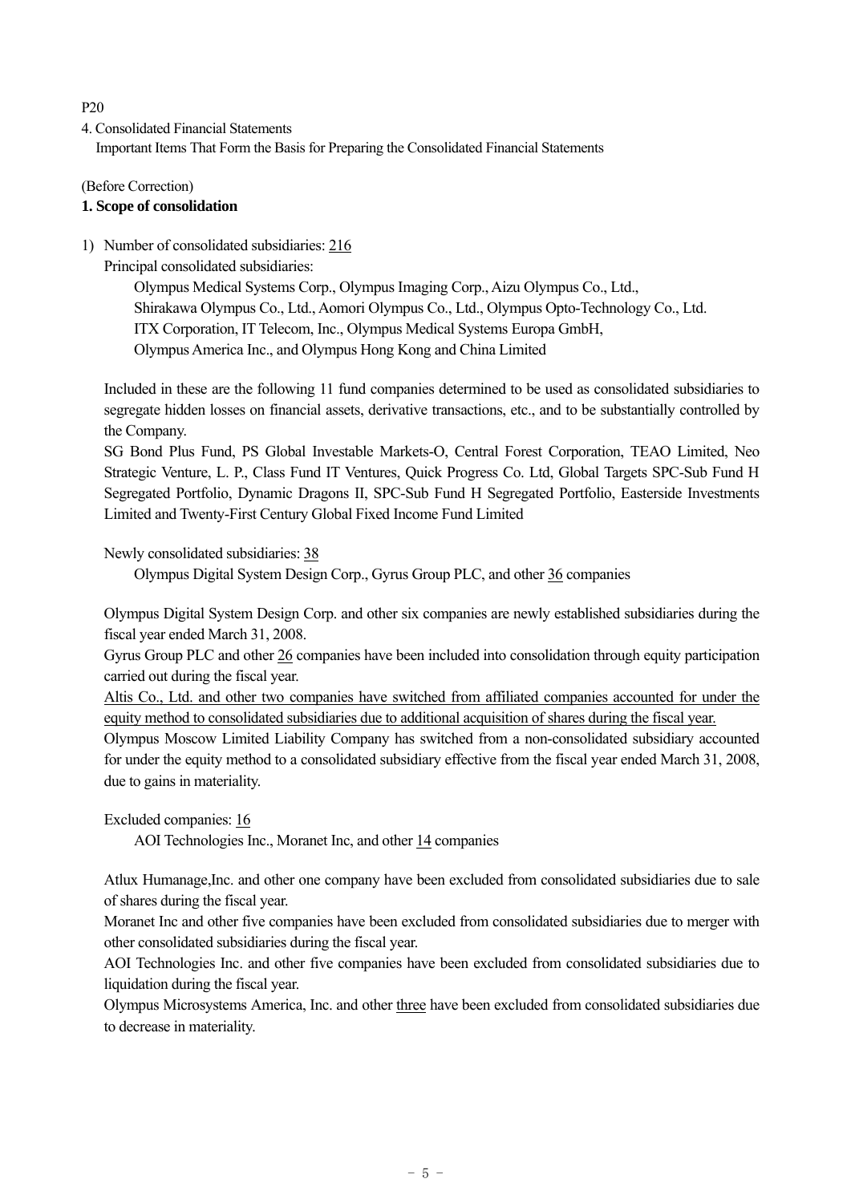P20

4. Consolidated Financial Statements

Important Items That Form the Basis for Preparing the Consolidated Financial Statements

(Before Correction)

**1. Scope of consolidation**

1) Number of consolidated subsidiaries: 216

Principal consolidated subsidiaries:

Olympus Medical Systems Corp., Olympus Imaging Corp., Aizu Olympus Co., Ltd., Shirakawa Olympus Co., Ltd., Aomori Olympus Co., Ltd., Olympus Opto-Technology Co., Ltd. ITX Corporation, IT Telecom, Inc., Olympus Medical Systems Europa GmbH, Olympus America Inc., and Olympus Hong Kong and China Limited

Included in these are the following 11 fund companies determined to be used as consolidated subsidiaries to segregate hidden losses on financial assets, derivative transactions, etc., and to be substantially controlled by the Company.

SG Bond Plus Fund, PS Global Investable Markets-O, Central Forest Corporation, TEAO Limited, Neo Strategic Venture, L. P., Class Fund IT Ventures, Quick Progress Co. Ltd, Global Targets SPC-Sub Fund H Segregated Portfolio, Dynamic Dragons II, SPC-Sub Fund H Segregated Portfolio, Easterside Investments Limited and Twenty-First Century Global Fixed Income Fund Limited

Newly consolidated subsidiaries: 38

Olympus Digital System Design Corp., Gyrus Group PLC, and other 36 companies

Olympus Digital System Design Corp. and other six companies are newly established subsidiaries during the fiscal year ended March 31, 2008.

Gyrus Group PLC and other 26 companies have been included into consolidation through equity participation carried out during the fiscal year.

Altis Co., Ltd. and other two companies have switched from affiliated companies accounted for under the equity method to consolidated subsidiaries due to additional acquisition of shares during the fiscal year.

Olympus Moscow Limited Liability Company has switched from a non-consolidated subsidiary accounted for under the equity method to a consolidated subsidiary effective from the fiscal year ended March 31, 2008, due to gains in materiality.

Excluded companies: 16

AOI Technologies Inc., Moranet Inc, and other 14 companies

Atlux Humanage,Inc. and other one company have been excluded from consolidated subsidiaries due to sale of shares during the fiscal year.

Moranet Inc and other five companies have been excluded from consolidated subsidiaries due to merger with other consolidated subsidiaries during the fiscal year.

AOI Technologies Inc. and other five companies have been excluded from consolidated subsidiaries due to liquidation during the fiscal year.

Olympus Microsystems America, Inc. and other three have been excluded from consolidated subsidiaries due to decrease in materiality.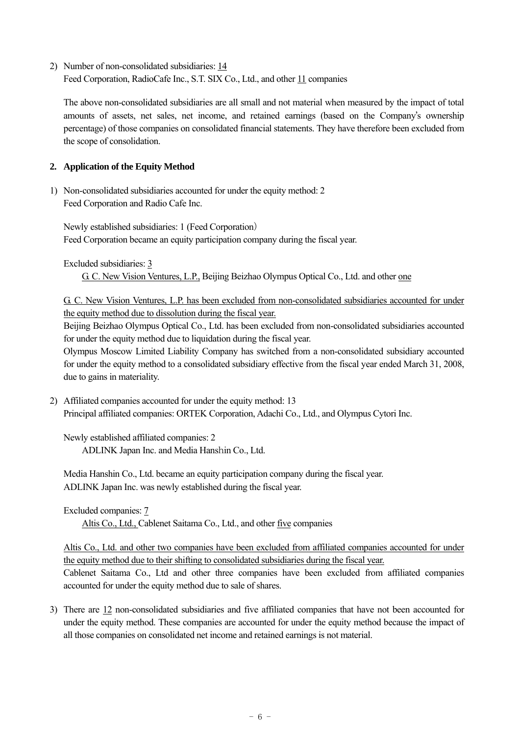2) Number of non-consolidated subsidiaries: 14
   Feed Corporation, RadioCafe Inc., S.T. SIX Co., Ltd., and other 11 companies

   The above non-consolidated subsidiaries are all small and not material when measured by the impact of total amounts of assets, net sales, net income, and retained earnings (based on the Company's ownership percentage) of those companies on consolidated financial statements. They have therefore been excluded from the scope of consolidation.

## 2. Application of the Equity Method

1) Non-consolidated subsidiaries accounted for under the equity method: 2
   Feed Corporation and Radio Cafe Inc.

   Newly established subsidiaries: 1 (Feed Corporation)
   Feed Corporation became an equity participation company during the fiscal year.

   Excluded subsidiaries: 3
   G. C. New Vision Ventures, L.P., Beijing Beizhao Olympus Optical Co., Ltd. and other one

   G. C. New Vision Ventures, L.P. has been excluded from non-consolidated subsidiaries accounted for under the equity method due to dissolution during the fiscal year.
   Beijing Beizhao Olympus Optical Co., Ltd. has been excluded from non-consolidated subsidiaries accounted for under the equity method due to liquidation during the fiscal year.
   Olympus Moscow Limited Liability Company has switched from a non-consolidated subsidiary accounted for under the equity method to a consolidated subsidiary effective from the fiscal year ended March 31, 2008, due to gains in materiality.

2) Affiliated companies accounted for under the equity method: 13
   Principal affiliated companies: ORTEK Corporation, Adachi Co., Ltd., and Olympus Cytori Inc.

   Newly established affiliated companies: 2
   ADLINK Japan Inc. and Media Hanshin Co., Ltd.

   Media Hanshin Co., Ltd. became an equity participation company during the fiscal year.
   ADLINK Japan Inc. was newly established during the fiscal year.

   Excluded companies: 7
   Altis Co., Ltd., Cablenet Saitama Co., Ltd., and other five companies

   Altis Co., Ltd. and other two companies have been excluded from affiliated companies accounted for under the equity method due to their shifting to consolidated subsidiaries during the fiscal year.
   Cablenet Saitama Co., Ltd and other three companies have been excluded from affiliated companies accounted for under the equity method due to sale of shares.

3) There are 12 non-consolidated subsidiaries and five affiliated companies that have not been accounted for under the equity method. These companies are accounted for under the equity method because the impact of all those companies on consolidated net income and retained earnings is not material.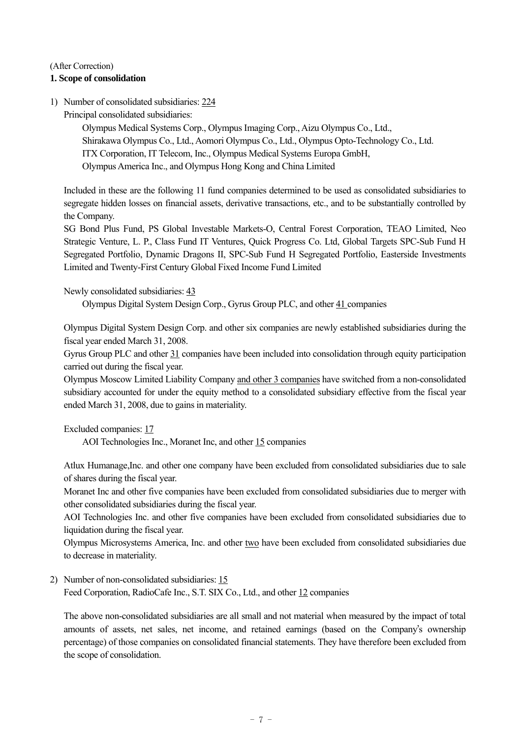(After Correction)

**1. Scope of consolidation**

1) Number of consolidated subsidiaries: 224

   Principal consolidated subsidiaries:

   Olympus Medical Systems Corp., Olympus Imaging Corp., Aizu Olympus Co., Ltd., Shirakawa Olympus Co., Ltd., Aomori Olympus Co., Ltd., Olympus Opto-Technology Co., Ltd. ITX Corporation, IT Telecom, Inc., Olympus Medical Systems Europa GmbH, Olympus America Inc., and Olympus Hong Kong and China Limited

   Included in these are the following 11 fund companies determined to be used as consolidated subsidiaries to segregate hidden losses on financial assets, derivative transactions, etc., and to be substantially controlled by the Company.

   SG Bond Plus Fund, PS Global Investable Markets-O, Central Forest Corporation, TEAO Limited, Neo Strategic Venture, L. P., Class Fund IT Ventures, Quick Progress Co. Ltd, Global Targets SPC-Sub Fund H Segregated Portfolio, Dynamic Dragons II, SPC-Sub Fund H Segregated Portfolio, Easterside Investments Limited and Twenty-First Century Global Fixed Income Fund Limited

   Newly consolidated subsidiaries: 43

   Olympus Digital System Design Corp., Gyrus Group PLC, and other 41 companies

   Olympus Digital System Design Corp. and other six companies are newly established subsidiaries during the fiscal year ended March 31, 2008.

   Gyrus Group PLC and other 31 companies have been included into consolidation through equity participation carried out during the fiscal year.

   Olympus Moscow Limited Liability Company and other 3 companies have switched from a non-consolidated subsidiary accounted for under the equity method to a consolidated subsidiary effective from the fiscal year ended March 31, 2008, due to gains in materiality.

   Excluded companies: 17

   AOI Technologies Inc., Moranet Inc, and other 15 companies

   Atlux Humanage,Inc. and other one company have been excluded from consolidated subsidiaries due to sale of shares during the fiscal year.

   Moranet Inc and other five companies have been excluded from consolidated subsidiaries due to merger with other consolidated subsidiaries during the fiscal year.

   AOI Technologies Inc. and other five companies have been excluded from consolidated subsidiaries due to liquidation during the fiscal year.

   Olympus Microsystems America, Inc. and other two have been excluded from consolidated subsidiaries due to decrease in materiality.

2) Number of non-consolidated subsidiaries: 15

   Feed Corporation, RadioCafe Inc., S.T. SIX Co., Ltd., and other 12 companies

   The above non-consolidated subsidiaries are all small and not material when measured by the impact of total amounts of assets, net sales, net income, and retained earnings (based on the Company's ownership percentage) of those companies on consolidated financial statements. They have therefore been excluded from the scope of consolidation.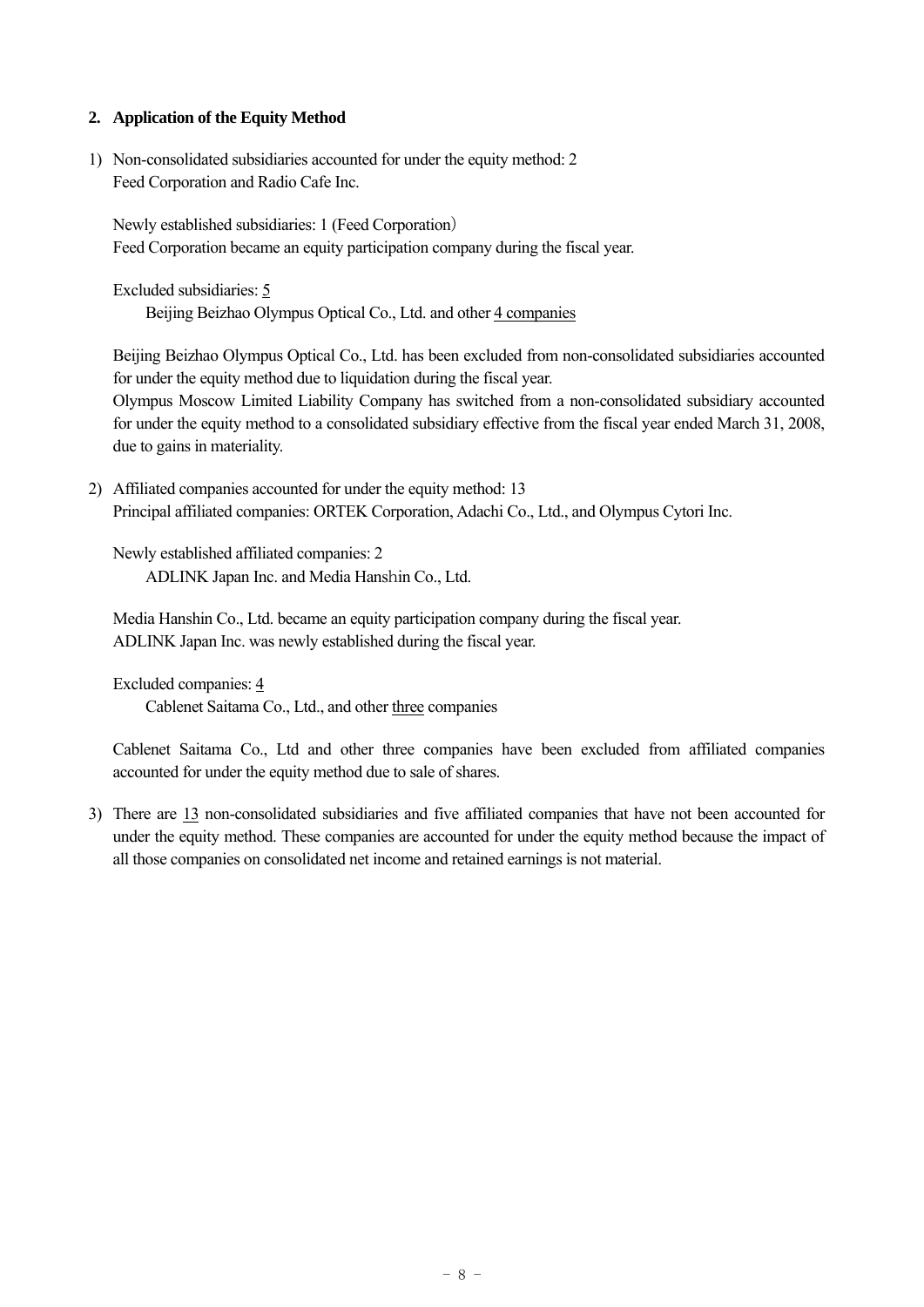## 2. Application of the Equity Method

1) Non-consolidated subsidiaries accounted for under the equity method: 2
   Feed Corporation and Radio Cafe Inc.

   Newly established subsidiaries: 1 (Feed Corporation)
   Feed Corporation became an equity participation company during the fiscal year.

   Excluded subsidiaries: 5
   Beijing Beizhao Olympus Optical Co., Ltd. and other 4 companies

   Beijing Beizhao Olympus Optical Co., Ltd. has been excluded from non-consolidated subsidiaries accounted for under the equity method due to liquidation during the fiscal year.
   Olympus Moscow Limited Liability Company has switched from a non-consolidated subsidiary accounted for under the equity method to a consolidated subsidiary effective from the fiscal year ended March 31, 2008, due to gains in materiality.

2) Affiliated companies accounted for under the equity method: 13
   Principal affiliated companies: ORTEK Corporation, Adachi Co., Ltd., and Olympus Cytori Inc.

   Newly established affiliated companies: 2
   ADLINK Japan Inc. and Media Hanshin Co., Ltd.

   Media Hanshin Co., Ltd. became an equity participation company during the fiscal year.
   ADLINK Japan Inc. was newly established during the fiscal year.

   Excluded companies: 4
   Cablenet Saitama Co., Ltd., and other three companies

   Cablenet Saitama Co., Ltd and other three companies have been excluded from affiliated companies accounted for under the equity method due to sale of shares.

3) There are 13 non-consolidated subsidiaries and five affiliated companies that have not been accounted for under the equity method. These companies are accounted for under the equity method because the impact of all those companies on consolidated net income and retained earnings is not material.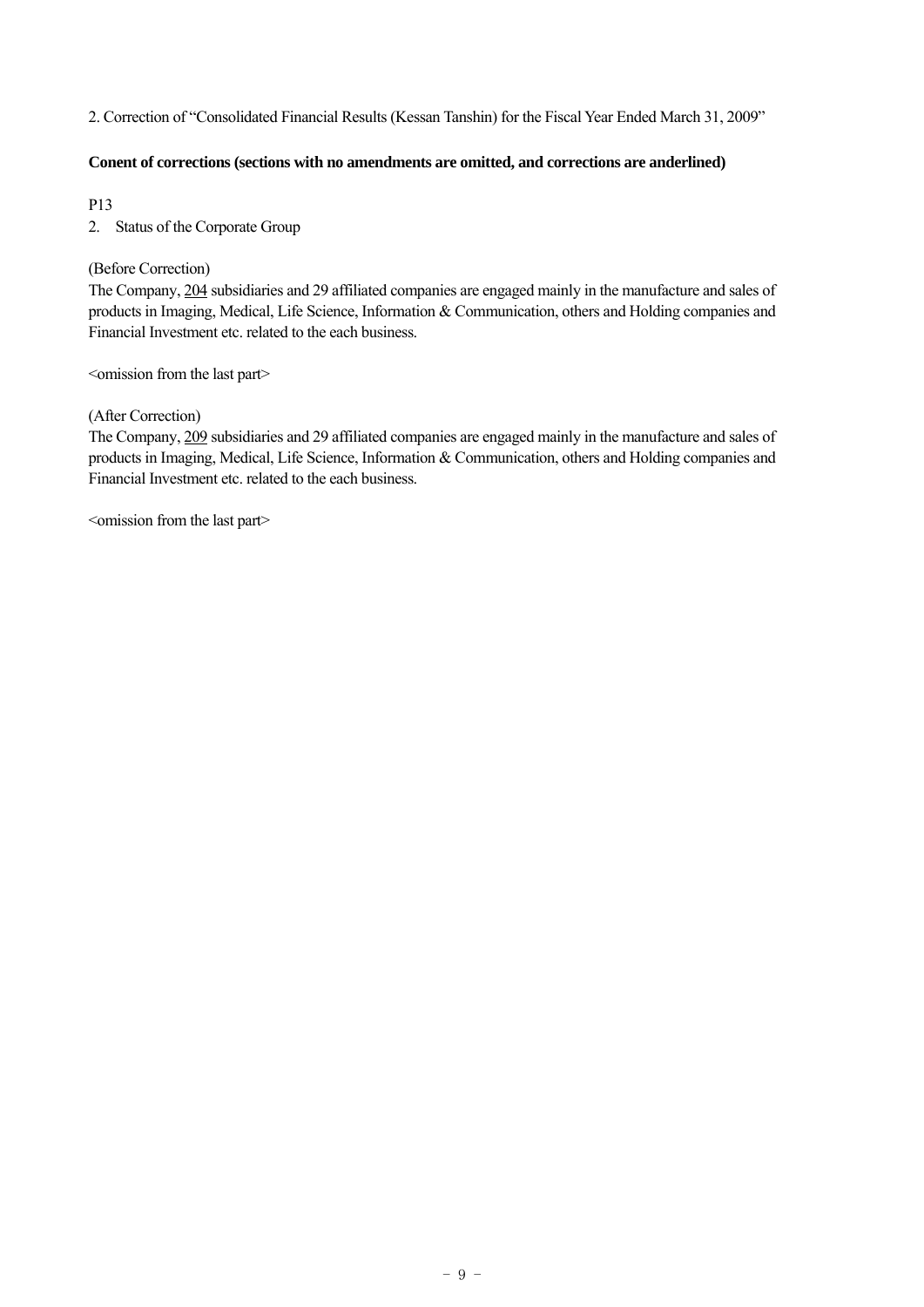2. Correction of "Consolidated Financial Results (Kessan Tanshin) for the Fiscal Year Ended March 31, 2009"

**Conent of corrections (sections with no amendments are omitted, and corrections are anderlined)**

P13

2. Status of the Corporate Group

(Before Correction)

The Company, <u>204</u> subsidiaries and 29 affiliated companies are engaged mainly in the manufacture and sales of products in Imaging, Medical, Life Science, Information & Communication, others and Holding companies and Financial Investment etc. related to the each business.

<omission from the last part>

(After Correction)

The Company, <u>209</u> subsidiaries and 29 affiliated companies are engaged mainly in the manufacture and sales of products in Imaging, Medical, Life Science, Information & Communication, others and Holding companies and Financial Investment etc. related to the each business.

<omission from the last part>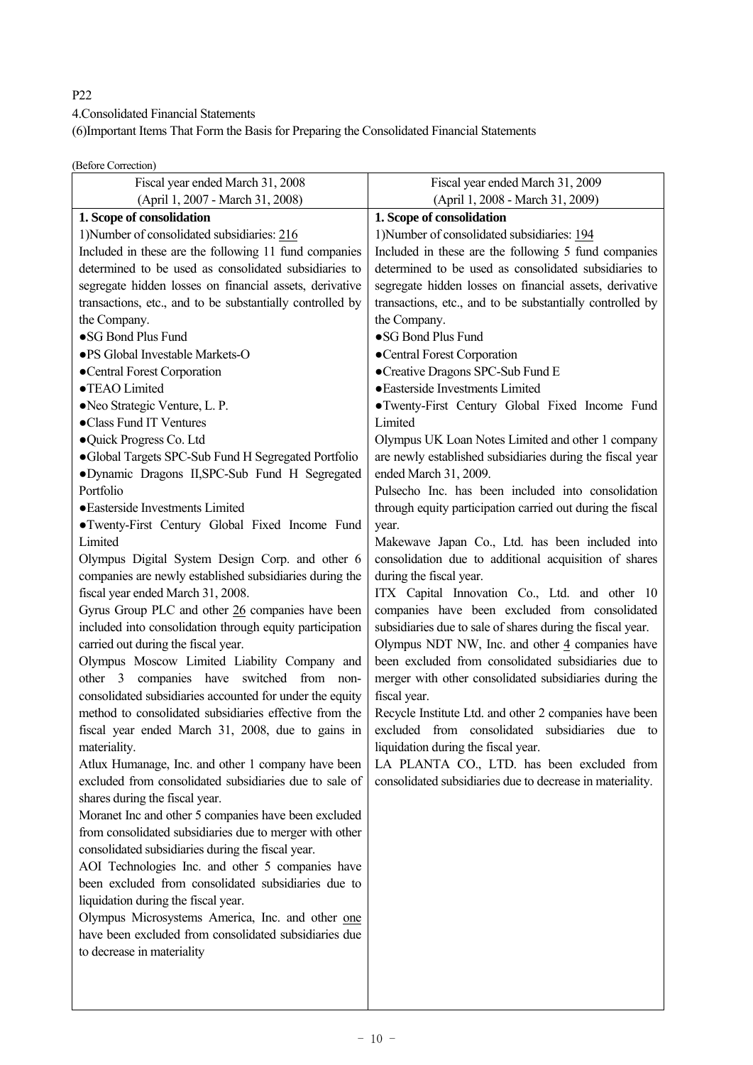P22

4.Consolidated Financial Statements

(6)Important Items That Form the Basis for Preparing the Consolidated Financial Statements

(Before Correction)

| Fiscal year ended March 31, 2008<br>(April 1, 2007 - March 31, 2008) | Fiscal year ended March 31, 2009<br>(April 1, 2008 - March 31, 2009) |
|---|---|
| **1. Scope of consolidation**<br>1)Number of consolidated subsidiaries: 216<br>Included in these are the following 11 fund companies determined to be used as consolidated subsidiaries to segregate hidden losses on financial assets, derivative transactions, etc., and to be substantially controlled by the Company.<br>●SG Bond Plus Fund<br>●PS Global Investable Markets-O<br>●Central Forest Corporation<br>●TEAO Limited<br>●Neo Strategic Venture, L. P.<br>●Class Fund IT Ventures<br>●Quick Progress Co. Ltd<br>●Global Targets SPC-Sub Fund H Segregated Portfolio<br>●Dynamic Dragons II,SPC-Sub Fund H Segregated Portfolio<br>●Easterside Investments Limited<br>●Twenty-First Century Global Fixed Income Fund Limited<br>Olympus Digital System Design Corp. and other 6 companies are newly established subsidiaries during the fiscal year ended March 31, 2008.<br>Gyrus Group PLC and other 26 companies have been included into consolidation through equity participation carried out during the fiscal year.<br>Olympus Moscow Limited Liability Company and other 3 companies have switched from non-consolidated subsidiaries accounted for under the equity method to consolidated subsidiaries effective from the fiscal year ended March 31, 2008, due to gains in materiality.<br>Atlux Humanage, Inc. and other 1 company have been excluded from consolidated subsidiaries due to sale of shares during the fiscal year.<br>Moranet Inc and other 5 companies have been excluded from consolidated subsidiaries due to merger with other consolidated subsidiaries during the fiscal year.<br>AOI Technologies Inc. and other 5 companies have been excluded from consolidated subsidiaries due to liquidation during the fiscal year.<br>Olympus Microsystems America, Inc. and other one have been excluded from consolidated subsidiaries due to decrease in materiality | **1. Scope of consolidation**<br>1)Number of consolidated subsidiaries: 194<br>Included in these are the following 5 fund companies determined to be used as consolidated subsidiaries to segregate hidden losses on financial assets, derivative transactions, etc., and to be substantially controlled by the Company.<br>●SG Bond Plus Fund<br>●Central Forest Corporation<br>●Creative Dragons SPC-Sub Fund E<br>●Easterside Investments Limited<br>●Twenty-First Century Global Fixed Income Fund Limited<br>Olympus UK Loan Notes Limited and other 1 company are newly established subsidiaries during the fiscal year ended March 31, 2009.<br>Pulsecho Inc. has been included into consolidation through equity participation carried out during the fiscal year.<br>Makewave Japan Co., Ltd. has been included into consolidation due to additional acquisition of shares during the fiscal year.<br>ITX Capital Innovation Co., Ltd. and other 10 companies have been excluded from consolidated subsidiaries due to sale of shares during the fiscal year.<br>Olympus NDT NW, Inc. and other 4 companies have been excluded from consolidated subsidiaries due to merger with other consolidated subsidiaries during the fiscal year.<br>Recycle Institute Ltd. and other 2 companies have been excluded from consolidated subsidiaries due to liquidation during the fiscal year.<br>LA PLANTA CO., LTD. has been excluded from consolidated subsidiaries due to decrease in materiality. |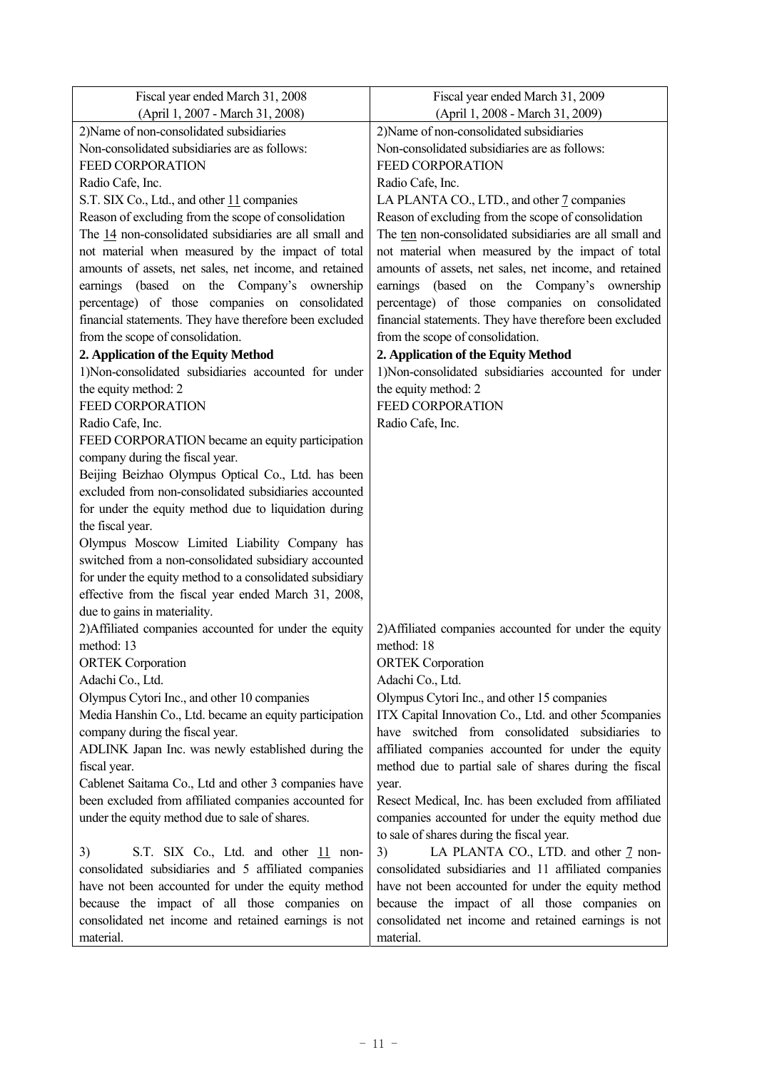| Fiscal year ended March 31, 2008<br>(April 1, 2007 - March 31, 2008) | Fiscal year ended March 31, 2009<br>(April 1, 2008 - March 31, 2009) |
|---|---|
| 2)Name of non-consolidated subsidiaries<br>Non-consolidated subsidiaries are as follows:<br>FEED CORPORATION<br>Radio Cafe, Inc.<br>S.T. SIX Co., Ltd., and other 11 companies<br>Reason of excluding from the scope of consolidation<br>The 14 non-consolidated subsidiaries are all small and not material when measured by the impact of total amounts of assets, net sales, net income, and retained earnings (based on the Company's ownership percentage) of those companies on consolidated financial statements. They have therefore been excluded from the scope of consolidation.<br>**2. Application of the Equity Method**<br>1)Non-consolidated subsidiaries accounted for under the equity method: 2<br>FEED CORPORATION<br>Radio Cafe, Inc.<br>FEED CORPORATION became an equity participation company during the fiscal year.<br>Beijing Beizhao Olympus Optical Co., Ltd. has been excluded from non-consolidated subsidiaries accounted for under the equity method due to liquidation during the fiscal year.<br>Olympus Moscow Limited Liability Company has switched from a non-consolidated subsidiary accounted for under the equity method to a consolidated subsidiary effective from the fiscal year ended March 31, 2008, due to gains in materiality.<br>2)Affiliated companies accounted for under the equity method: 13<br>ORTEK Corporation<br>Adachi Co., Ltd.<br>Olympus Cytori Inc., and other 10 companies<br>Media Hanshin Co., Ltd. became an equity participation company during the fiscal year.<br>ADLINK Japan Inc. was newly established during the fiscal year.<br>Cablenet Saitama Co., Ltd and other 3 companies have been excluded from affiliated companies accounted for under the equity method due to sale of shares.<br>3) S.T. SIX Co., Ltd. and other 11 non-consolidated subsidiaries and 5 affiliated companies have not been accounted for under the equity method because the impact of all those companies on consolidated net income and retained earnings is not material. | 2)Name of non-consolidated subsidiaries<br>Non-consolidated subsidiaries are as follows:<br>FEED CORPORATION<br>Radio Cafe, Inc.<br>LA PLANTA CO., LTD., and other 7 companies<br>Reason of excluding from the scope of consolidation<br>The ten non-consolidated subsidiaries are all small and not material when measured by the impact of total amounts of assets, net sales, net income, and retained earnings (based on the Company's ownership percentage) of those companies on consolidated financial statements. They have therefore been excluded from the scope of consolidation.<br>**2. Application of the Equity Method**<br>1)Non-consolidated subsidiaries accounted for under the equity method: 2<br>FEED CORPORATION<br>Radio Cafe, Inc.<br>2)Affiliated companies accounted for under the equity method: 18<br>ORTEK Corporation<br>Adachi Co., Ltd.<br>Olympus Cytori Inc., and other 15 companies<br>ITX Capital Innovation Co., Ltd. and other 5companies have switched from consolidated subsidiaries to affiliated companies accounted for under the equity method due to partial sale of shares during the fiscal year.<br>Resect Medical, Inc. has been excluded from affiliated companies accounted for under the equity method due to sale of shares during the fiscal year.<br>3) LA PLANTA CO., LTD. and other 7 non-consolidated subsidiaries and 11 affiliated companies have not been accounted for under the equity method because the impact of all those companies on consolidated net income and retained earnings is not material. |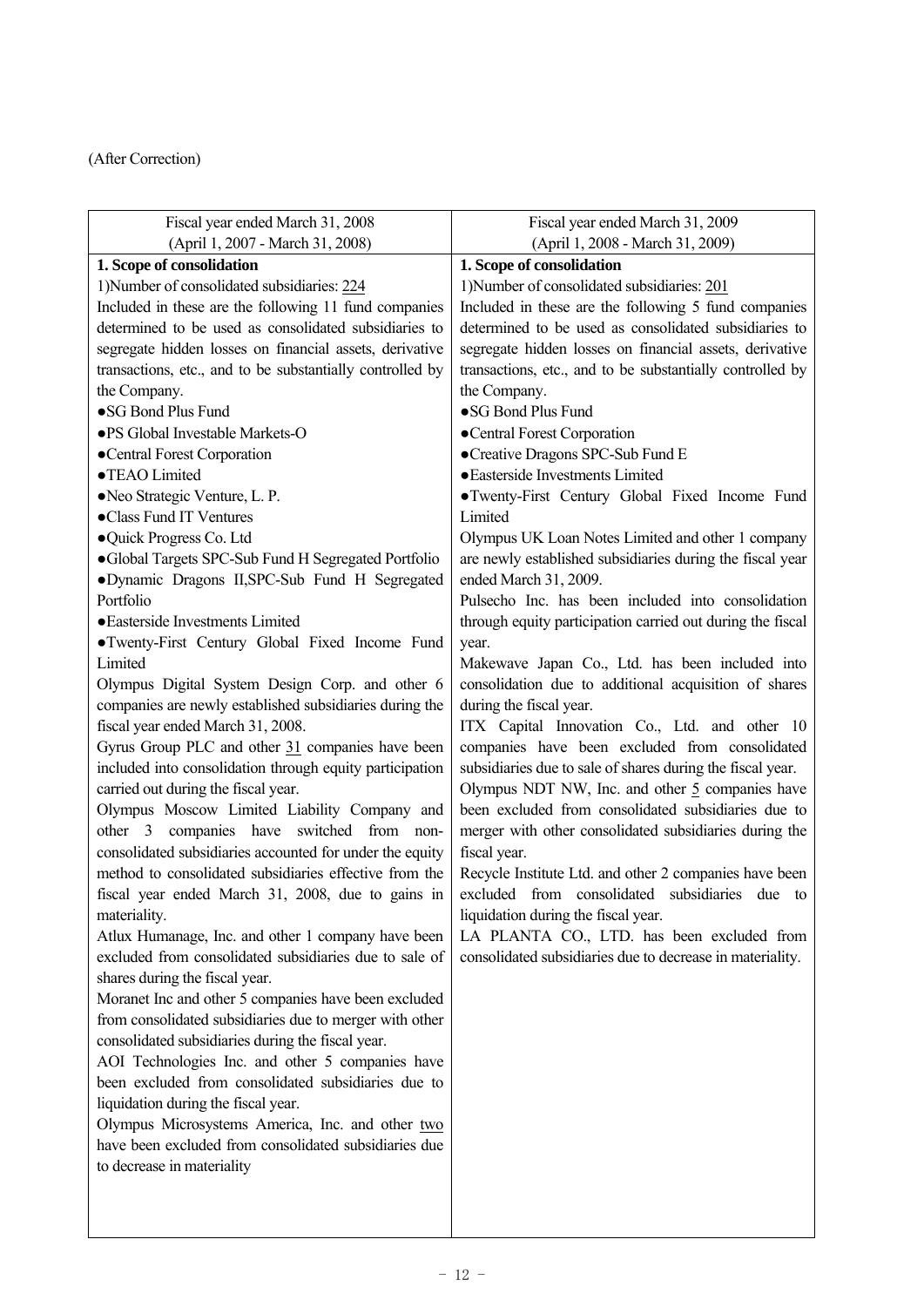(After Correction)

| Fiscal year ended March 31, 2008<br>(April 1, 2007 - March 31, 2008) | Fiscal year ended March 31, 2009<br>(April 1, 2008 - March 31, 2009) |
|---|---|
| **1. Scope of consolidation**<br>1)Number of consolidated subsidiaries: <u>224</u><br>Included in these are the following 11 fund companies determined to be used as consolidated subsidiaries to segregate hidden losses on financial assets, derivative transactions, etc., and to be substantially controlled by the Company.<br>●SG Bond Plus Fund<br>●PS Global Investable Markets-O<br>●Central Forest Corporation<br>●TEAO Limited<br>●Neo Strategic Venture, L. P.<br>●Class Fund IT Ventures<br>●Quick Progress Co. Ltd<br>●Global Targets SPC-Sub Fund H Segregated Portfolio<br>●Dynamic Dragons II,SPC-Sub Fund H Segregated Portfolio<br>●Easterside Investments Limited<br>●Twenty-First Century Global Fixed Income Fund Limited<br>Olympus Digital System Design Corp. and other 6 companies are newly established subsidiaries during the fiscal year ended March 31, 2008.<br>Gyrus Group PLC and other <u>31</u> companies have been included into consolidation through equity participation carried out during the fiscal year.<br>Olympus Moscow Limited Liability Company and other 3 companies have switched from non-consolidated subsidiaries accounted for under the equity method to consolidated subsidiaries effective from the fiscal year ended March 31, 2008, due to gains in materiality.<br>Atlux Humanage, Inc. and other 1 company have been excluded from consolidated subsidiaries due to sale of shares during the fiscal year.<br>Moranet Inc and other 5 companies have been excluded from consolidated subsidiaries due to merger with other consolidated subsidiaries during the fiscal year.<br>AOI Technologies Inc. and other 5 companies have been excluded from consolidated subsidiaries due to liquidation during the fiscal year.<br>Olympus Microsystems America, Inc. and other <u>two</u> have been excluded from consolidated subsidiaries due to decrease in materiality | **1. Scope of consolidation**<br>1)Number of consolidated subsidiaries: <u>201</u><br>Included in these are the following 5 fund companies determined to be used as consolidated subsidiaries to segregate hidden losses on financial assets, derivative transactions, etc., and to be substantially controlled by the Company.<br>●SG Bond Plus Fund<br>●Central Forest Corporation<br>●Creative Dragons SPC-Sub Fund E<br>●Easterside Investments Limited<br>●Twenty-First Century Global Fixed Income Fund Limited<br>Olympus UK Loan Notes Limited and other 1 company are newly established subsidiaries during the fiscal year ended March 31, 2009.<br>Pulsecho Inc. has been included into consolidation through equity participation carried out during the fiscal year.<br>Makewave Japan Co., Ltd. has been included into consolidation due to additional acquisition of shares during the fiscal year.<br>ITX Capital Innovation Co., Ltd. and other 10 companies have been excluded from consolidated subsidiaries due to sale of shares during the fiscal year.<br>Olympus NDT NW, Inc. and other <u>5</u> companies have been excluded from consolidated subsidiaries due to merger with other consolidated subsidiaries during the fiscal year.<br>Recycle Institute Ltd. and other 2 companies have been excluded from consolidated subsidiaries due to liquidation during the fiscal year.<br>LA PLANTA CO., LTD. has been excluded from consolidated subsidiaries due to decrease in materiality. |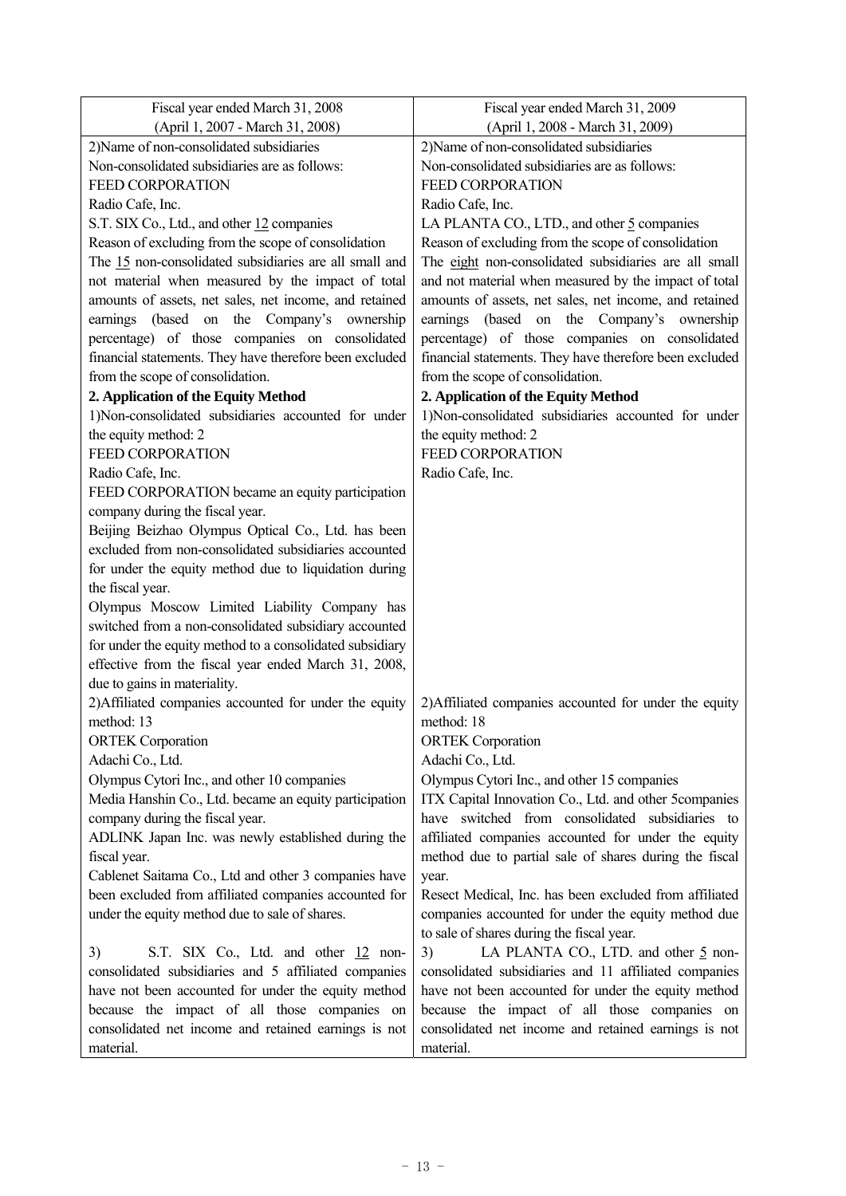| Fiscal year ended March 31, 2008<br>(April 1, 2007 - March 31, 2008) | Fiscal year ended March 31, 2009<br>(April 1, 2008 - March 31, 2009) |
|---|---|
| 2)Name of non-consolidated subsidiaries<br>Non-consolidated subsidiaries are as follows:<br>FEED CORPORATION<br>Radio Cafe, Inc.<br>S.T. SIX Co., Ltd., and other 12 companies<br>Reason of excluding from the scope of consolidation<br>The 15 non-consolidated subsidiaries are all small and not material when measured by the impact of total amounts of assets, net sales, net income, and retained earnings (based on the Company's ownership percentage) of those companies on consolidated financial statements. They have therefore been excluded from the scope of consolidation. | 2)Name of non-consolidated subsidiaries<br>Non-consolidated subsidiaries are as follows:<br>FEED CORPORATION<br>Radio Cafe, Inc.<br>LA PLANTA CO., LTD., and other 5 companies<br>Reason of excluding from the scope of consolidation<br>The eight non-consolidated subsidiaries are all small and not material when measured by the impact of total amounts of assets, net sales, net income, and retained earnings (based on the Company's ownership percentage) of those companies on consolidated financial statements. They have therefore been excluded from the scope of consolidation. |
| **2. Application of the Equity Method**<br>1)Non-consolidated subsidiaries accounted for under the equity method: 2<br>FEED CORPORATION<br>Radio Cafe, Inc.<br>FEED CORPORATION became an equity participation company during the fiscal year.<br>Beijing Beizhao Olympus Optical Co., Ltd. has been excluded from non-consolidated subsidiaries accounted for under the equity method due to liquidation during the fiscal year.<br>Olympus Moscow Limited Liability Company has switched from a non-consolidated subsidiary accounted for under the equity method to a consolidated subsidiary effective from the fiscal year ended March 31, 2008, due to gains in materiality. | **2. Application of the Equity Method**<br>1)Non-consolidated subsidiaries accounted for under the equity method: 2<br>FEED CORPORATION<br>Radio Cafe, Inc. |
| 2)Affiliated companies accounted for under the equity method: 13<br>ORTEK Corporation<br>Adachi Co., Ltd.<br>Olympus Cytori Inc., and other 10 companies<br>Media Hanshin Co., Ltd. became an equity participation company during the fiscal year.<br>ADLINK Japan Inc. was newly established during the fiscal year.<br>Cablenet Saitama Co., Ltd and other 3 companies have been excluded from affiliated companies accounted for under the equity method due to sale of shares. | 2)Affiliated companies accounted for under the equity method: 18<br>ORTEK Corporation<br>Adachi Co., Ltd.<br>Olympus Cytori Inc., and other 15 companies<br>ITX Capital Innovation Co., Ltd. and other 5companies have switched from consolidated subsidiaries to affiliated companies accounted for under the equity method due to partial sale of shares during the fiscal year.<br>Resect Medical, Inc. has been excluded from affiliated companies accounted for under the equity method due to sale of shares during the fiscal year. |
| 3) S.T. SIX Co., Ltd. and other 12 non-consolidated subsidiaries and 5 affiliated companies have not been accounted for under the equity method because the impact of all those companies on consolidated net income and retained earnings is not material. | 3) LA PLANTA CO., LTD. and other 5 non-consolidated subsidiaries and 11 affiliated companies have not been accounted for under the equity method because the impact of all those companies on consolidated net income and retained earnings is not material. |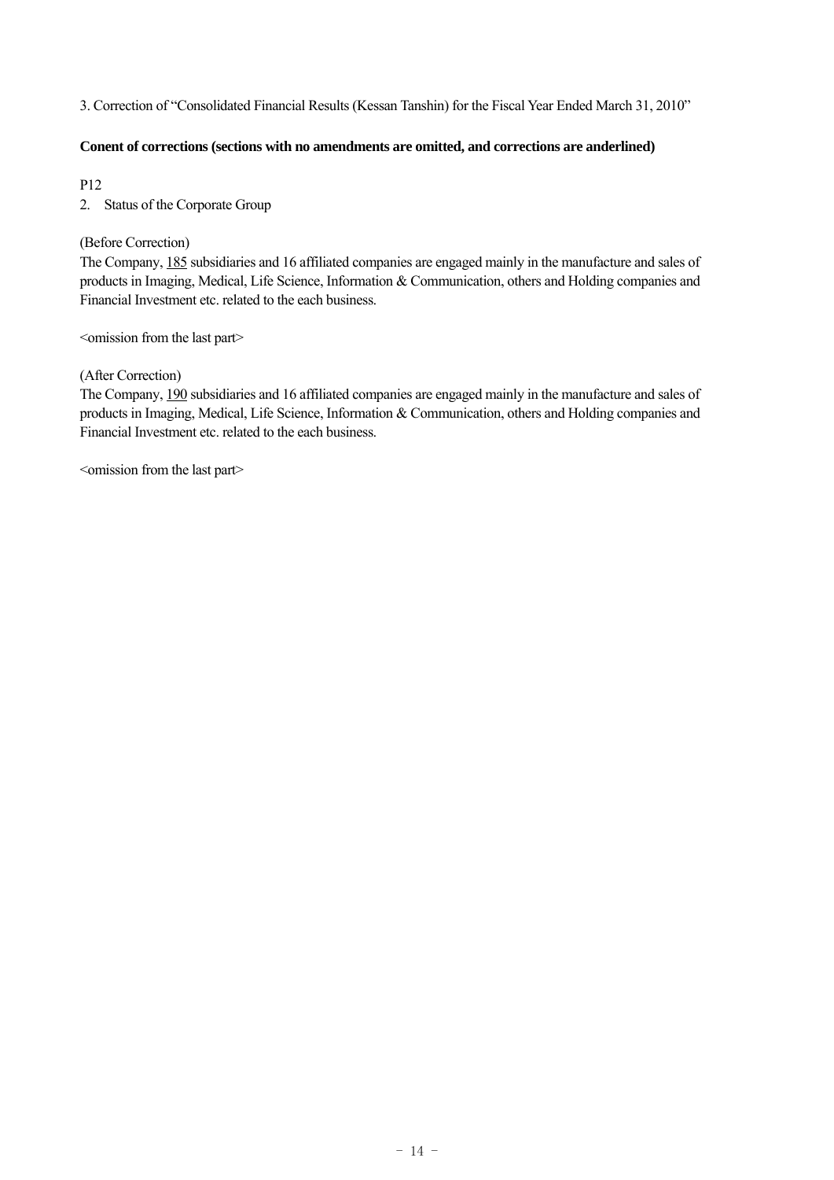3. Correction of "Consolidated Financial Results (Kessan Tanshin) for the Fiscal Year Ended March 31, 2010"

**Conent of corrections (sections with no amendments are omitted, and corrections are anderlined)**

P12

2. Status of the Corporate Group

(Before Correction)

The Company, <u>185</u> subsidiaries and 16 affiliated companies are engaged mainly in the manufacture and sales of products in Imaging, Medical, Life Science, Information & Communication, others and Holding companies and Financial Investment etc. related to the each business.

<omission from the last part>

(After Correction)

The Company, <u>190</u> subsidiaries and 16 affiliated companies are engaged mainly in the manufacture and sales of products in Imaging, Medical, Life Science, Information & Communication, others and Holding companies and Financial Investment etc. related to the each business.

<omission from the last part>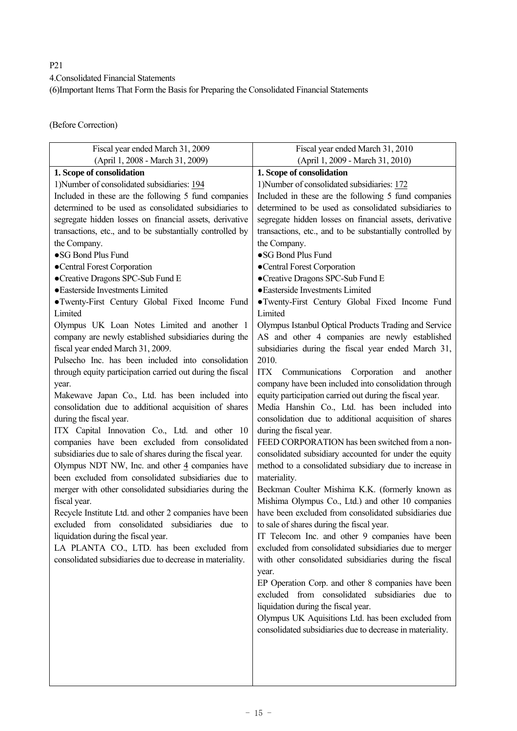P21

4.Consolidated Financial Statements

(6)Important Items That Form the Basis for Preparing the Consolidated Financial Statements

(Before Correction)

| Fiscal year ended March 31, 2009<br>(April 1, 2008 - March 31, 2009) | Fiscal year ended March 31, 2010<br>(April 1, 2009 - March 31, 2010) |
|---|---|
| **1. Scope of consolidation**<br>1)Number of consolidated subsidiaries: 194<br>Included in these are the following 5 fund companies determined to be used as consolidated subsidiaries to segregate hidden losses on financial assets, derivative transactions, etc., and to be substantially controlled by the Company.<br>●SG Bond Plus Fund<br>●Central Forest Corporation<br>●Creative Dragons SPC-Sub Fund E<br>●Easterside Investments Limited<br>●Twenty-First Century Global Fixed Income Fund Limited<br>Olympus UK Loan Notes Limited and another 1 company are newly established subsidiaries during the fiscal year ended March 31, 2009.<br>Pulsecho Inc. has been included into consolidation through equity participation carried out during the fiscal year.<br>Makewave Japan Co., Ltd. has been included into consolidation due to additional acquisition of shares during the fiscal year.<br>ITX Capital Innovation Co., Ltd. and other 10 companies have been excluded from consolidated subsidiaries due to sale of shares during the fiscal year.<br>Olympus NDT NW, Inc. and other 4 companies have been excluded from consolidated subsidiaries due to merger with other consolidated subsidiaries during the fiscal year.<br>Recycle Institute Ltd. and other 2 companies have been excluded from consolidated subsidiaries due to liquidation during the fiscal year.<br>LA PLANTA CO., LTD. has been excluded from consolidated subsidiaries due to decrease in materiality. | **1. Scope of consolidation**<br>1)Number of consolidated subsidiaries: 172<br>Included in these are the following 5 fund companies determined to be used as consolidated subsidiaries to segregate hidden losses on financial assets, derivative transactions, etc., and to be substantially controlled by the Company.<br>●SG Bond Plus Fund<br>●Central Forest Corporation<br>●Creative Dragons SPC-Sub Fund E<br>●Easterside Investments Limited<br>●Twenty-First Century Global Fixed Income Fund Limited<br>Olympus Istanbul Optical Products Trading and Service AS and other 4 companies are newly established subsidiaries during the fiscal year ended March 31, 2010.<br>ITX Communications Corporation and another company have been included into consolidation through equity participation carried out during the fiscal year.<br>Media Hanshin Co., Ltd. has been included into consolidation due to additional acquisition of shares during the fiscal year.<br>FEED CORPORATION has been switched from a non-consolidated subsidiary accounted for under the equity method to a consolidated subsidiary due to increase in materiality.<br>Beckman Coulter Mishima K.K. (formerly known as Mishima Olympus Co., Ltd.) and other 10 companies have been excluded from consolidated subsidiaries due to sale of shares during the fiscal year.<br>IT Telecom Inc. and other 9 companies have been excluded from consolidated subsidiaries due to merger with other consolidated subsidiaries during the fiscal year.<br>EP Operation Corp. and other 8 companies have been excluded from consolidated subsidiaries due to liquidation during the fiscal year.<br>Olympus UK Aquisitions Ltd. has been excluded from consolidated subsidiaries due to decrease in materiality. |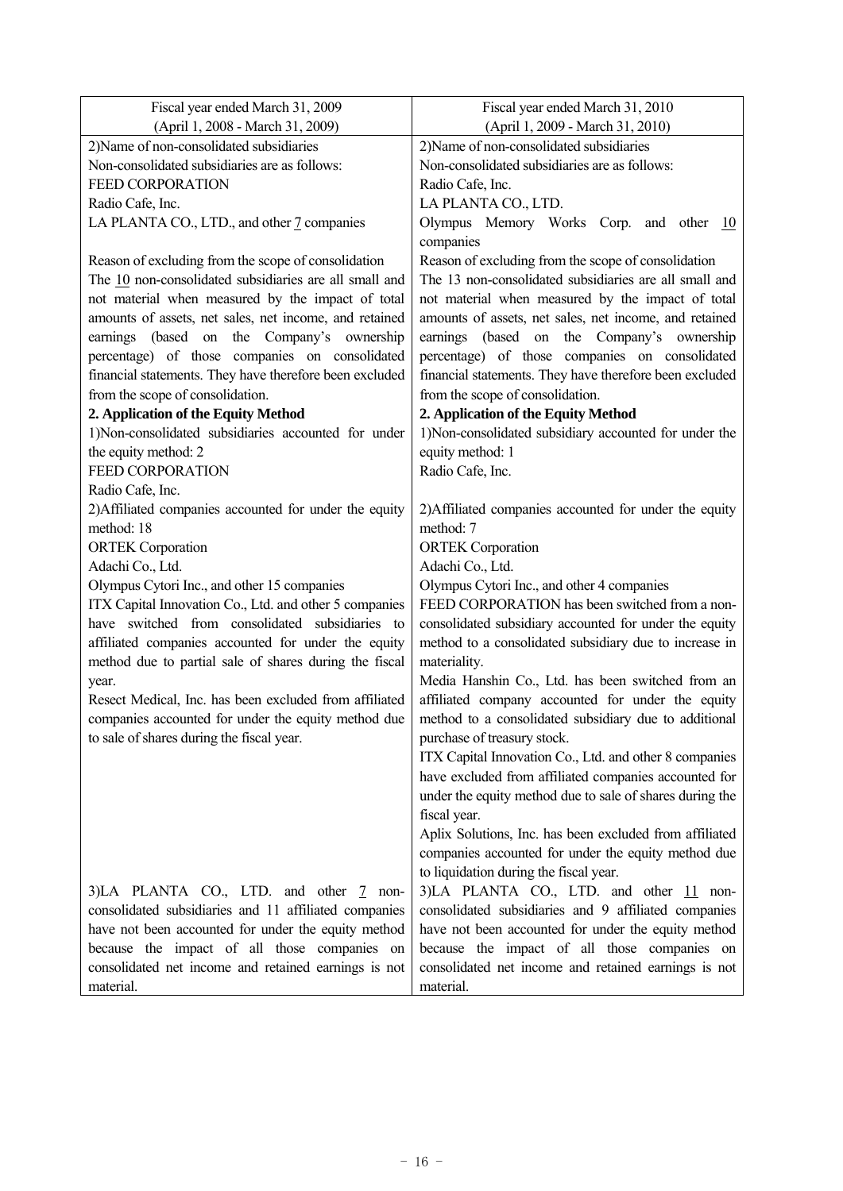| Fiscal year ended March 31, 2009 (April 1, 2008 - March 31, 2009) | Fiscal year ended March 31, 2010 (April 1, 2009 - March 31, 2010) |
|---|---|
| 2)Name of non-consolidated subsidiaries<br>Non-consolidated subsidiaries are as follows:<br>FEED CORPORATION<br>Radio Cafe, Inc.<br>LA PLANTA CO., LTD., and other 7 companies<br><br>Reason of excluding from the scope of consolidation<br>The 10 non-consolidated subsidiaries are all small and not material when measured by the impact of total amounts of assets, net sales, net income, and retained earnings (based on the Company's ownership percentage) of those companies on consolidated financial statements. They have therefore been excluded from the scope of consolidation.<br>**2. Application of the Equity Method**<br>1)Non-consolidated subsidiaries accounted for under the equity method: 2<br>FEED CORPORATION<br>Radio Cafe, Inc.<br>2)Affiliated companies accounted for under the equity method: 18<br>ORTEK Corporation<br>Adachi Co., Ltd.<br>Olympus Cytori Inc., and other 15 companies<br>ITX Capital Innovation Co., Ltd. and other 5 companies have switched from consolidated subsidiaries to affiliated companies accounted for under the equity method due to partial sale of shares during the fiscal year.<br>Resect Medical, Inc. has been excluded from affiliated companies accounted for under the equity method due to sale of shares during the fiscal year.<br><br>3)LA PLANTA CO., LTD. and other 7 non-consolidated subsidiaries and 11 affiliated companies have not been accounted for under the equity method because the impact of all those companies on consolidated net income and retained earnings is not material. | 2)Name of non-consolidated subsidiaries<br>Non-consolidated subsidiaries are as follows:<br>Radio Cafe, Inc.<br>LA PLANTA CO., LTD.<br>Olympus Memory Works Corp. and other 10 companies<br><br>Reason of excluding from the scope of consolidation<br>The 13 non-consolidated subsidiaries are all small and not material when measured by the impact of total amounts of assets, net sales, net income, and retained earnings (based on the Company's ownership percentage) of those companies on consolidated financial statements. They have therefore been excluded from the scope of consolidation.<br>**2. Application of the Equity Method**<br>1)Non-consolidated subsidiary accounted for under the equity method: 1<br>Radio Cafe, Inc.<br><br>2)Affiliated companies accounted for under the equity method: 7<br>ORTEK Corporation<br>Adachi Co., Ltd.<br>Olympus Cytori Inc., and other 4 companies<br>FEED CORPORATION has been switched from a non-consolidated subsidiary accounted for under the equity method to a consolidated subsidiary due to increase in materiality.<br>Media Hanshin Co., Ltd. has been switched from an affiliated company accounted for under the equity method to a consolidated subsidiary due to additional purchase of treasury stock.<br>ITX Capital Innovation Co., Ltd. and other 8 companies have excluded from affiliated companies accounted for under the equity method due to sale of shares during the fiscal year.<br>Aplix Solutions, Inc. has been excluded from affiliated companies accounted for under the equity method due to liquidation during the fiscal year.<br>3)LA PLANTA CO., LTD. and other 11 non-consolidated subsidiaries and 9 affiliated companies have not been accounted for under the equity method because the impact of all those companies on consolidated net income and retained earnings is not material. |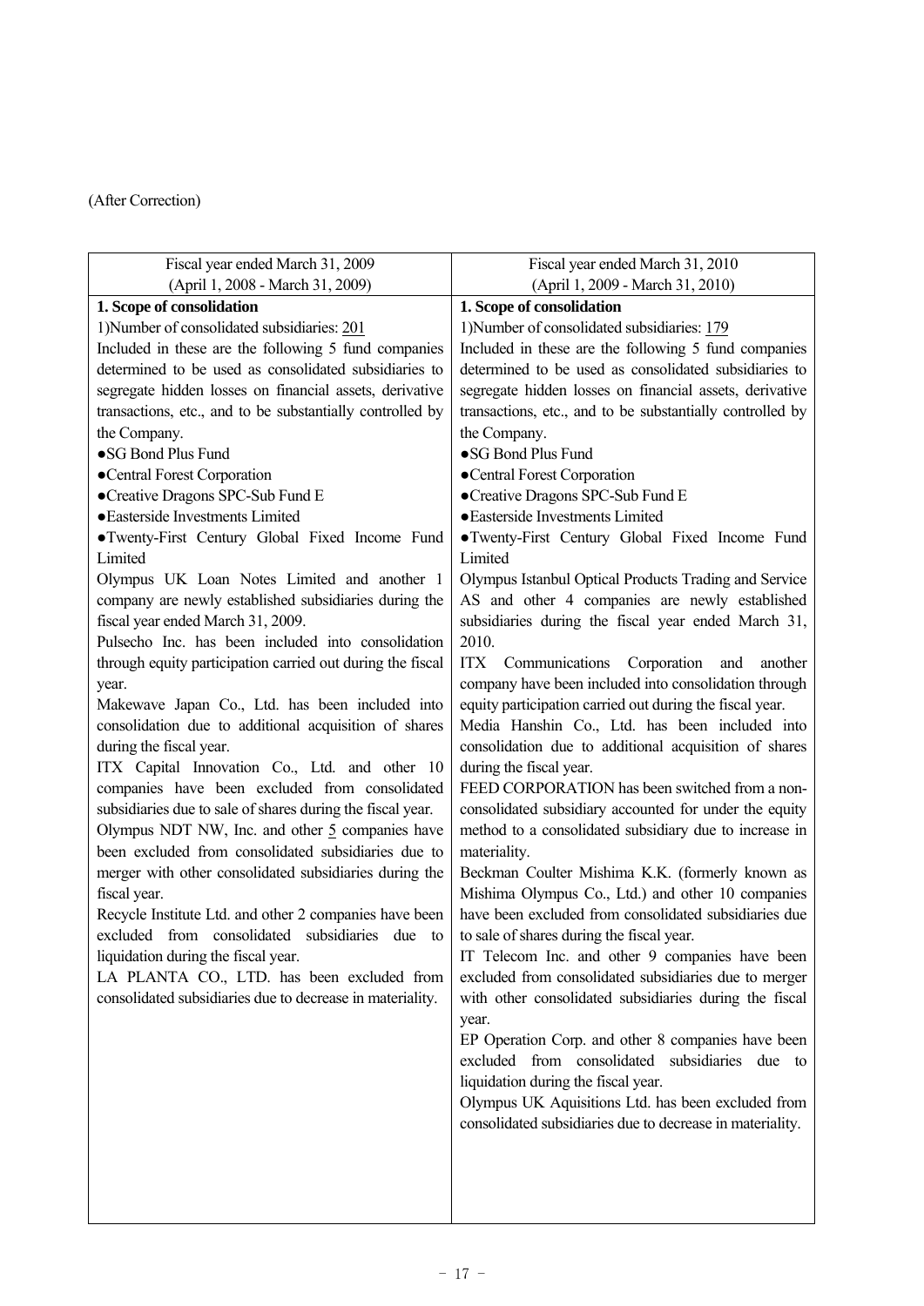(After Correction)

| Fiscal year ended March 31, 2009<br>(April 1, 2008 - March 31, 2009) | Fiscal year ended March 31, 2010<br>(April 1, 2009 - March 31, 2010) |
|---|---|
| **1. Scope of consolidation**<br>1)Number of consolidated subsidiaries: <u>201</u><br>Included in these are the following 5 fund companies determined to be used as consolidated subsidiaries to segregate hidden losses on financial assets, derivative transactions, etc., and to be substantially controlled by the Company.<br>●SG Bond Plus Fund<br>●Central Forest Corporation<br>●Creative Dragons SPC-Sub Fund E<br>●Easterside Investments Limited<br>●Twenty-First Century Global Fixed Income Fund Limited<br>Olympus UK Loan Notes Limited and another 1 company are newly established subsidiaries during the fiscal year ended March 31, 2009.<br>Pulsecho Inc. has been included into consolidation through equity participation carried out during the fiscal year.<br>Makewave Japan Co., Ltd. has been included into consolidation due to additional acquisition of shares during the fiscal year.<br>ITX Capital Innovation Co., Ltd. and other 10 companies have been excluded from consolidated subsidiaries due to sale of shares during the fiscal year.<br>Olympus NDT NW, Inc. and other <u>5</u> companies have been excluded from consolidated subsidiaries due to merger with other consolidated subsidiaries during the fiscal year.<br>Recycle Institute Ltd. and other 2 companies have been excluded from consolidated subsidiaries due to liquidation during the fiscal year.<br>LA PLANTA CO., LTD. has been excluded from consolidated subsidiaries due to decrease in materiality. | **1. Scope of consolidation**<br>1)Number of consolidated subsidiaries: <u>179</u><br>Included in these are the following 5 fund companies determined to be used as consolidated subsidiaries to segregate hidden losses on financial assets, derivative transactions, etc., and to be substantially controlled by the Company.<br>●SG Bond Plus Fund<br>●Central Forest Corporation<br>●Creative Dragons SPC-Sub Fund E<br>●Easterside Investments Limited<br>●Twenty-First Century Global Fixed Income Fund Limited<br>Olympus Istanbul Optical Products Trading and Service AS and other 4 companies are newly established subsidiaries during the fiscal year ended March 31, 2010.<br>ITX Communications Corporation and another company have been included into consolidation through equity participation carried out during the fiscal year.<br>Media Hanshin Co., Ltd. has been included into consolidation due to additional acquisition of shares during the fiscal year.<br>FEED CORPORATION has been switched from a non-consolidated subsidiary accounted for under the equity method to a consolidated subsidiary due to increase in materiality.<br>Beckman Coulter Mishima K.K. (formerly known as Mishima Olympus Co., Ltd.) and other 10 companies have been excluded from consolidated subsidiaries due to sale of shares during the fiscal year.<br>IT Telecom Inc. and other 9 companies have been excluded from consolidated subsidiaries due to merger with other consolidated subsidiaries during the fiscal year.<br>EP Operation Corp. and other 8 companies have been excluded from consolidated subsidiaries due to liquidation during the fiscal year.<br>Olympus UK Aquisitions Ltd. has been excluded from consolidated subsidiaries due to decrease in materiality. |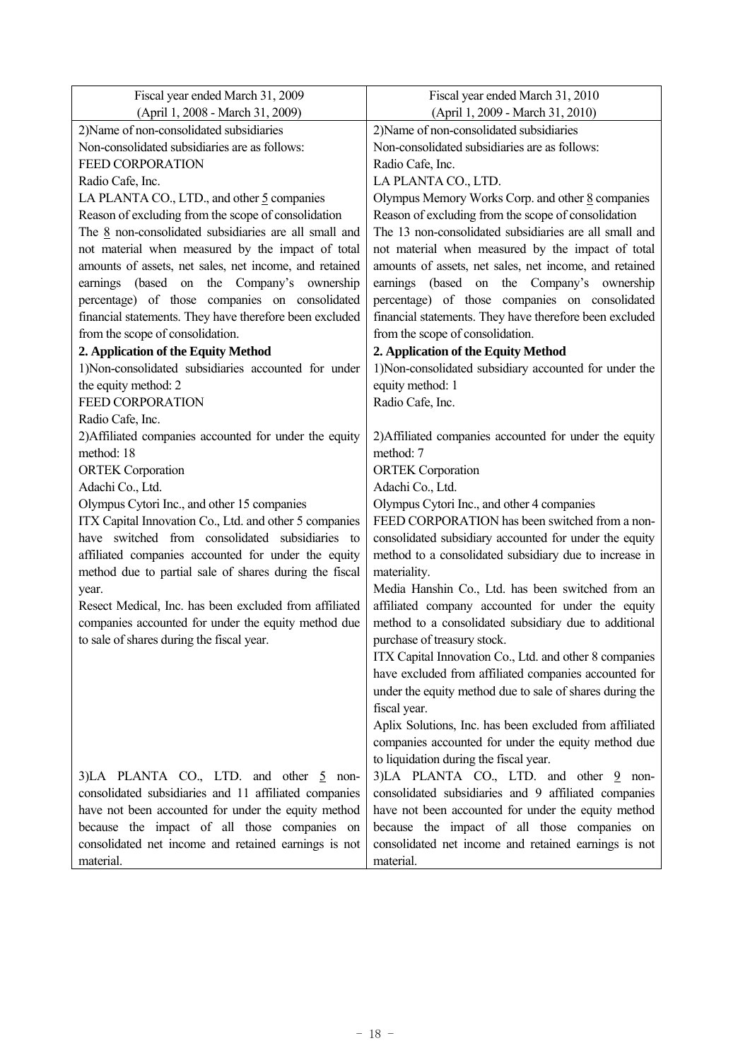| Fiscal year ended March 31, 2009<br>(April 1, 2008 - March 31, 2009) | Fiscal year ended March 31, 2010<br>(April 1, 2009 - March 31, 2010) |
|---|---|
| 2)Name of non-consolidated subsidiaries<br>Non-consolidated subsidiaries are as follows:<br>FEED CORPORATION<br>Radio Cafe, Inc.<br>LA PLANTA CO., LTD., and other 5 companies<br>Reason of excluding from the scope of consolidation<br>The 8 non-consolidated subsidiaries are all small and not material when measured by the impact of total amounts of assets, net sales, net income, and retained earnings (based on the Company's ownership percentage) of those companies on consolidated financial statements. They have therefore been excluded from the scope of consolidation. | 2)Name of non-consolidated subsidiaries<br>Non-consolidated subsidiaries are as follows:<br>Radio Cafe, Inc.<br>LA PLANTA CO., LTD.<br>Olympus Memory Works Corp. and other 8 companies<br>Reason of excluding from the scope of consolidation<br>The 13 non-consolidated subsidiaries are all small and not material when measured by the impact of total amounts of assets, net sales, net income, and retained earnings (based on the Company's ownership percentage) of those companies on consolidated financial statements. They have therefore been excluded from the scope of consolidation. |
| **2. Application of the Equity Method**<br>1)Non-consolidated subsidiaries accounted for under the equity method: 2<br>FEED CORPORATION<br>Radio Cafe, Inc.<br>2)Affiliated companies accounted for under the equity method: 18<br>ORTEK Corporation<br>Adachi Co., Ltd.<br>Olympus Cytori Inc., and other 15 companies<br>ITX Capital Innovation Co., Ltd. and other 5 companies have switched from consolidated subsidiaries to affiliated companies accounted for under the equity method due to partial sale of shares during the fiscal year.<br>Resect Medical, Inc. has been excluded from affiliated companies accounted for under the equity method due to sale of shares during the fiscal year. | **2. Application of the Equity Method**<br>1)Non-consolidated subsidiary accounted for under the equity method: 1<br>Radio Cafe, Inc.<br>2)Affiliated companies accounted for under the equity method: 7<br>ORTEK Corporation<br>Adachi Co., Ltd.<br>Olympus Cytori Inc., and other 4 companies<br>FEED CORPORATION has been switched from a non-consolidated subsidiary accounted for under the equity method to a consolidated subsidiary due to increase in materiality.<br>Media Hanshin Co., Ltd. has been switched from an affiliated company accounted for under the equity method to a consolidated subsidiary due to additional purchase of treasury stock.<br>ITX Capital Innovation Co., Ltd. and other 8 companies have excluded from affiliated companies accounted for under the equity method due to sale of shares during the fiscal year.<br>Aplix Solutions, Inc. has been excluded from affiliated companies accounted for under the equity method due to liquidation during the fiscal year. |
| 3)LA PLANTA CO., LTD. and other 5 non-consolidated subsidiaries and 11 affiliated companies have not been accounted for under the equity method because the impact of all those companies on consolidated net income and retained earnings is not material. | 3)LA PLANTA CO., LTD. and other 9 non-consolidated subsidiaries and 9 affiliated companies have not been accounted for under the equity method because the impact of all those companies on consolidated net income and retained earnings is not material. |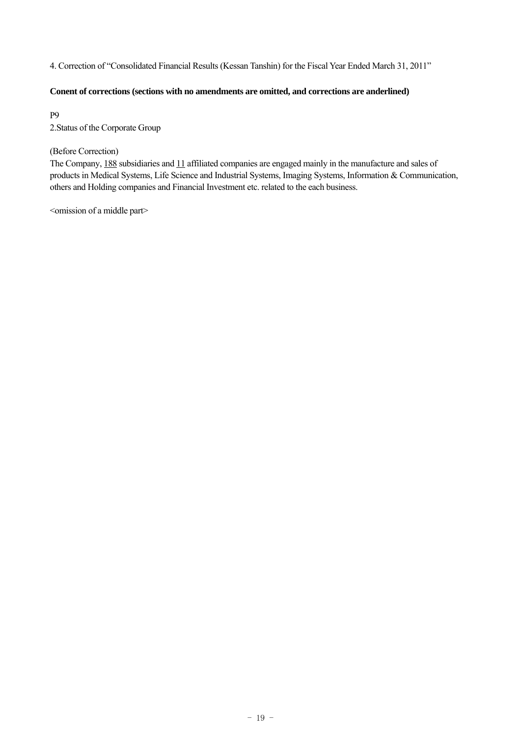4. Correction of "Consolidated Financial Results (Kessan Tanshin) for the Fiscal Year Ended March 31, 2011"

**Conent of corrections (sections with no amendments are omitted, and corrections are anderlined)**

P9

2.Status of the Corporate Group

(Before Correction)

The Company, <u>188</u> subsidiaries and <u>11</u> affiliated companies are engaged mainly in the manufacture and sales of products in Medical Systems, Life Science and Industrial Systems, Imaging Systems, Information & Communication, others and Holding companies and Financial Investment etc. related to the each business.

<omission of a middle part>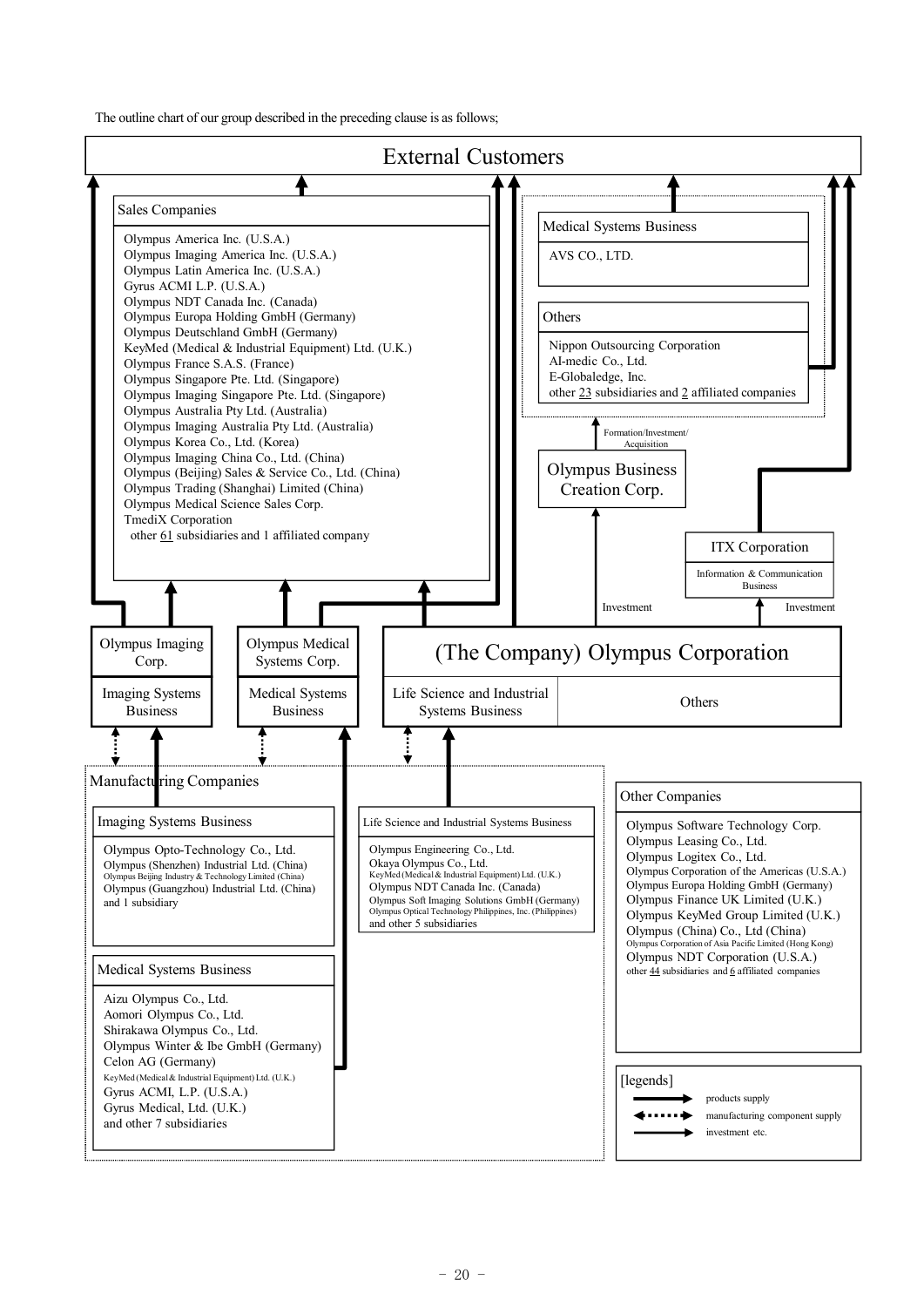The outline chart of our group described in the preceding clause is as follows;

# External Customers

## Sales Companies

- Olympus America Inc. (U.S.A.)
- Olympus Imaging America Inc. (U.S.A.)
- Olympus Latin America Inc. (U.S.A.)
- Gyrus ACMI L.P. (U.S.A.)
- Olympus NDT Canada Inc. (Canada)
- Olympus Europa Holding GmbH (Germany)
- Olympus Deutschland GmbH (Germany)
- KeyMed (Medical & Industrial Equipment) Ltd. (U.K.)
- Olympus France S.A.S. (France)
- Olympus Singapore Pte. Ltd. (Singapore)
- Olympus Imaging Singapore Pte. Ltd. (Singapore)
- Olympus Australia Pty Ltd. (Australia)
- Olympus Imaging Australia Pty Ltd. (Australia)
- Olympus Korea Co., Ltd. (Korea)
- Olympus Imaging China Co., Ltd. (China)
- Olympus (Beijing) Sales & Service Co., Ltd. (China)
- Olympus Trading (Shanghai) Limited (China)
- Olympus Medical Science Sales Corp.
- TmediX Corporation
- other 61 subsidiaries and 1 affiliated company

## Medical Systems Business

- AVS CO., LTD.

## Others

- Nippon Outsourcing Corporation
- AI-medic Co., Ltd.
- E-Globaledge, Inc.
- other 23 subsidiaries and 2 affiliated companies

Formation/Investment/Acquisition

**Olympus Business Creation Corp.**

**ITX Corporation** — Information & Communication Business

Investment

Investment

| Olympus Imaging Corp. | Olympus Medical Systems Corp. | (The Company) Olympus Corporation | |
|---|---|---|---|
| Imaging Systems Business | Medical Systems Business | Life Science and Industrial Systems Business | Others |

## Manufacturing Companies

### Imaging Systems Business

- Olympus Opto-Technology Co., Ltd.
- Olympus (Shenzhen) Industrial Ltd. (China)
- Olympus Beijing Industry & Technology Limited (China)
- Olympus (Guangzhou) Industrial Ltd. (China)
- and 1 subsidiary

### Medical Systems Business

- Aizu Olympus Co., Ltd.
- Aomori Olympus Co., Ltd.
- Shirakawa Olympus Co., Ltd.
- Olympus Winter & Ibe GmbH (Germany)
- Celon AG (Germany)
- KeyMed (Medical & Industrial Equipment) Ltd. (U.K.)
- Gyrus ACMI, L.P. (U.S.A.)
- Gyrus Medical, Ltd. (U.K.)
- and other 7 subsidiaries

### Life Science and Industrial Systems Business

- Olympus Engineering Co., Ltd.
- Okaya Olympus Co., Ltd.
- KeyMed (Medical & Industrial Equipment) Ltd. (U.K.)
- Olympus NDT Canada Inc. (Canada)
- Olympus Soft Imaging Solutions GmbH (Germany)
- Olympus Optical Technology Philippines, Inc. (Philippines)
- and other 5 subsidiaries

## Other Companies

- Olympus Software Technology Corp.
- Olympus Leasing Co., Ltd.
- Olympus Logitex Co., Ltd.
- Olympus Corporation of the Americas (U.S.A.)
- Olympus Europa Holding GmbH (Germany)
- Olympus Finance UK Limited (U.K.)
- Olympus KeyMed Group Limited (U.K.)
- Olympus (China) Co., Ltd (China)
- Olympus Corporation of Asia Pacific Limited (Hong Kong)
- Olympus NDT Corporation (U.S.A.)
- other 44 subsidiaries and 6 affiliated companies

[legends]

- products supply
- manufacturing component supply
- investment etc.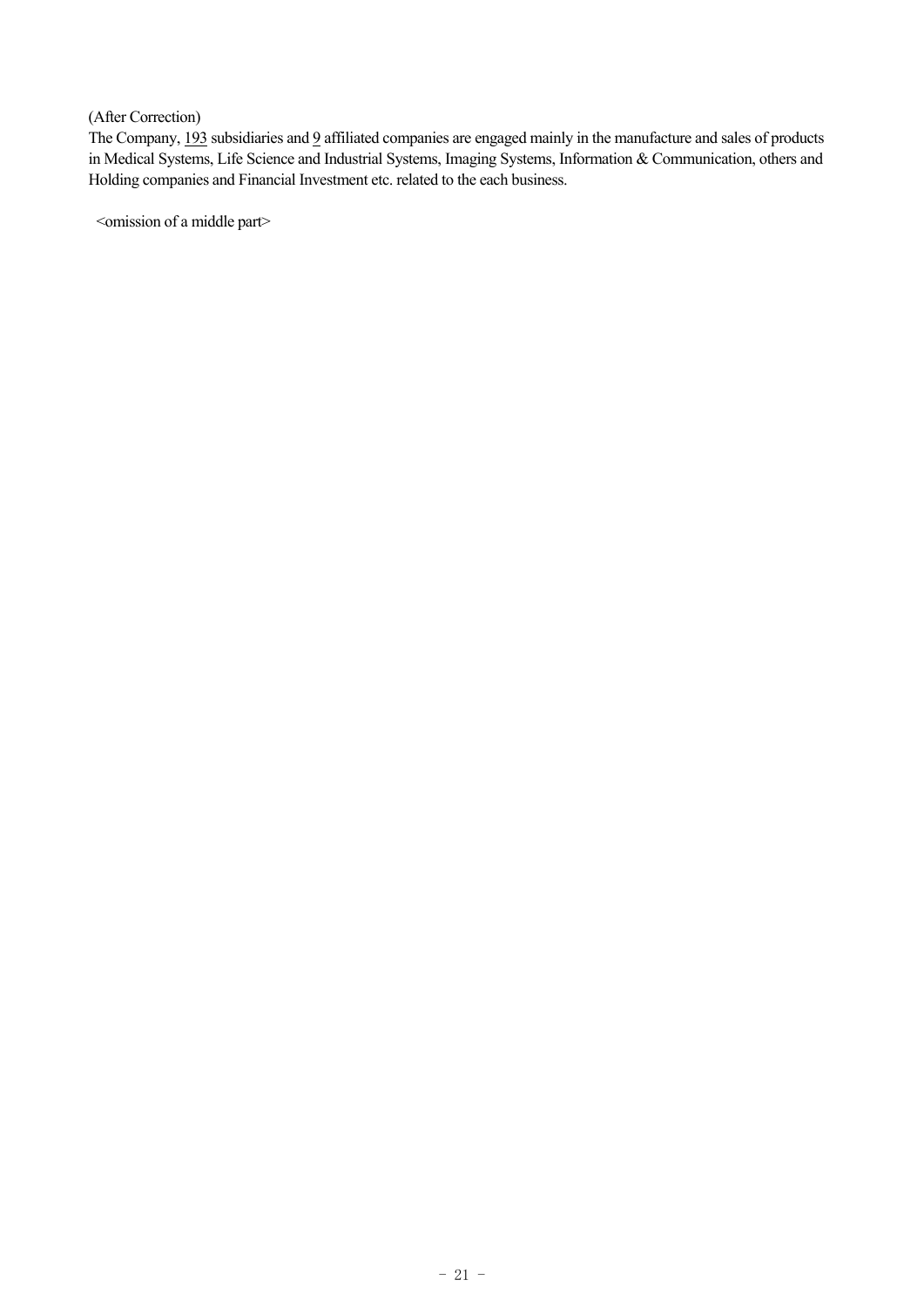(After Correction)

The Company, 193 subsidiaries and 9 affiliated companies are engaged mainly in the manufacture and sales of products in Medical Systems, Life Science and Industrial Systems, Imaging Systems, Information & Communication, others and Holding companies and Financial Investment etc. related to the each business.

<omission of a middle part>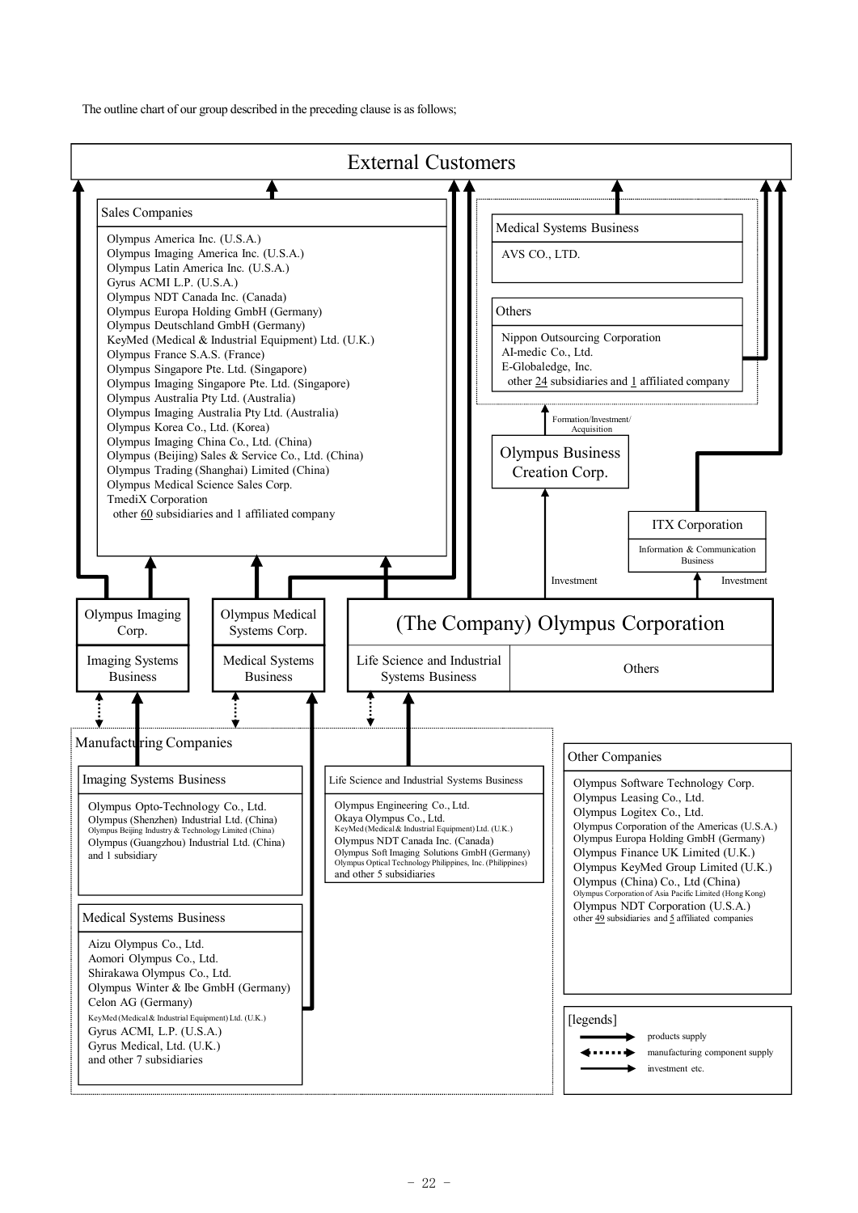The outline chart of our group described in the preceding clause is as follows;

## External Customers

### Sales Companies

Olympus America Inc. (U.S.A.)
Olympus Imaging America Inc. (U.S.A.)
Olympus Latin America Inc. (U.S.A.)
Gyrus ACMI L.P. (U.S.A.)
Olympus NDT Canada Inc. (Canada)
Olympus Europa Holding GmbH (Germany)
Olympus Deutschland GmbH (Germany)
KeyMed (Medical & Industrial Equipment) Ltd. (U.K.)
Olympus France S.A.S. (France)
Olympus Singapore Pte. Ltd. (Singapore)
Olympus Imaging Singapore Pte. Ltd. (Singapore)
Olympus Australia Pty Ltd. (Australia)
Olympus Imaging Australia Pty Ltd. (Australia)
Olympus Korea Co., Ltd. (Korea)
Olympus Imaging China Co., Ltd. (China)
Olympus (Beijing) Sales & Service Co., Ltd. (China)
Olympus Trading (Shanghai) Limited (China)
Olympus Medical Science Sales Corp.
TmediX Corporation
other 60 subsidiaries and 1 affiliated company

### Medical Systems Business

AVS CO., LTD.

### Others

Nippon Outsourcing Corporation
AI-medic Co., Ltd.
E-Globaledge, Inc.
other 24 subsidiaries and 1 affiliated company

Formation/Investment/Acquisition

### Olympus Business Creation Corp.

### ITX Corporation

Information & Communication Business

Investment

Investment

### Olympus Imaging Corp.

Imaging Systems Business

### Olympus Medical Systems Corp.

Medical Systems Business

### (The Company) Olympus Corporation

Life Science and Industrial Systems Business | Others

## Manufacturing Companies

### Imaging Systems Business

Olympus Opto-Technology Co., Ltd.
Olympus (Shenzhen) Industrial Ltd. (China)
Olympus Beijing Industry & Technology Limited (China)
Olympus (Guangzhou) Industrial Ltd. (China)
and 1 subsidiary

### Life Science and Industrial Systems Business

Olympus Engineering Co., Ltd.
Okaya Olympus Co., Ltd.
KeyMed (Medical & Industrial Equipment) Ltd. (U.K.)
Olympus NDT Canada Inc. (Canada)
Olympus Soft Imaging Solutions GmbH (Germany)
Olympus Optical Technology Philippines, Inc. (Philippines)
and other 5 subsidiaries

### Medical Systems Business

Aizu Olympus Co., Ltd.
Aomori Olympus Co., Ltd.
Shirakawa Olympus Co., Ltd.
Olympus Winter & Ibe GmbH (Germany)
Celon AG (Germany)
KeyMed (Medical & Industrial Equipment) Ltd. (U.K.)
Gyrus ACMI, L.P. (U.S.A.)
Gyrus Medical, Ltd. (U.K.)
and other 7 subsidiaries

## Other Companies

Olympus Software Technology Corp.
Olympus Leasing Co., Ltd.
Olympus Logitex Co., Ltd.
Olympus Corporation of the Americas (U.S.A.)
Olympus Europa Holding GmbH (Germany)
Olympus Finance UK Limited (U.K.)
Olympus KeyMed Group Limited (U.K.)
Olympus (China) Co., Ltd (China)
Olympus Corporation of Asia Pacific Limited (Hong Kong)
Olympus NDT Corporation (U.S.A.)
other 49 subsidiaries and 5 affiliated companies

[legends]

- products supply
- manufacturing component supply
- investment etc.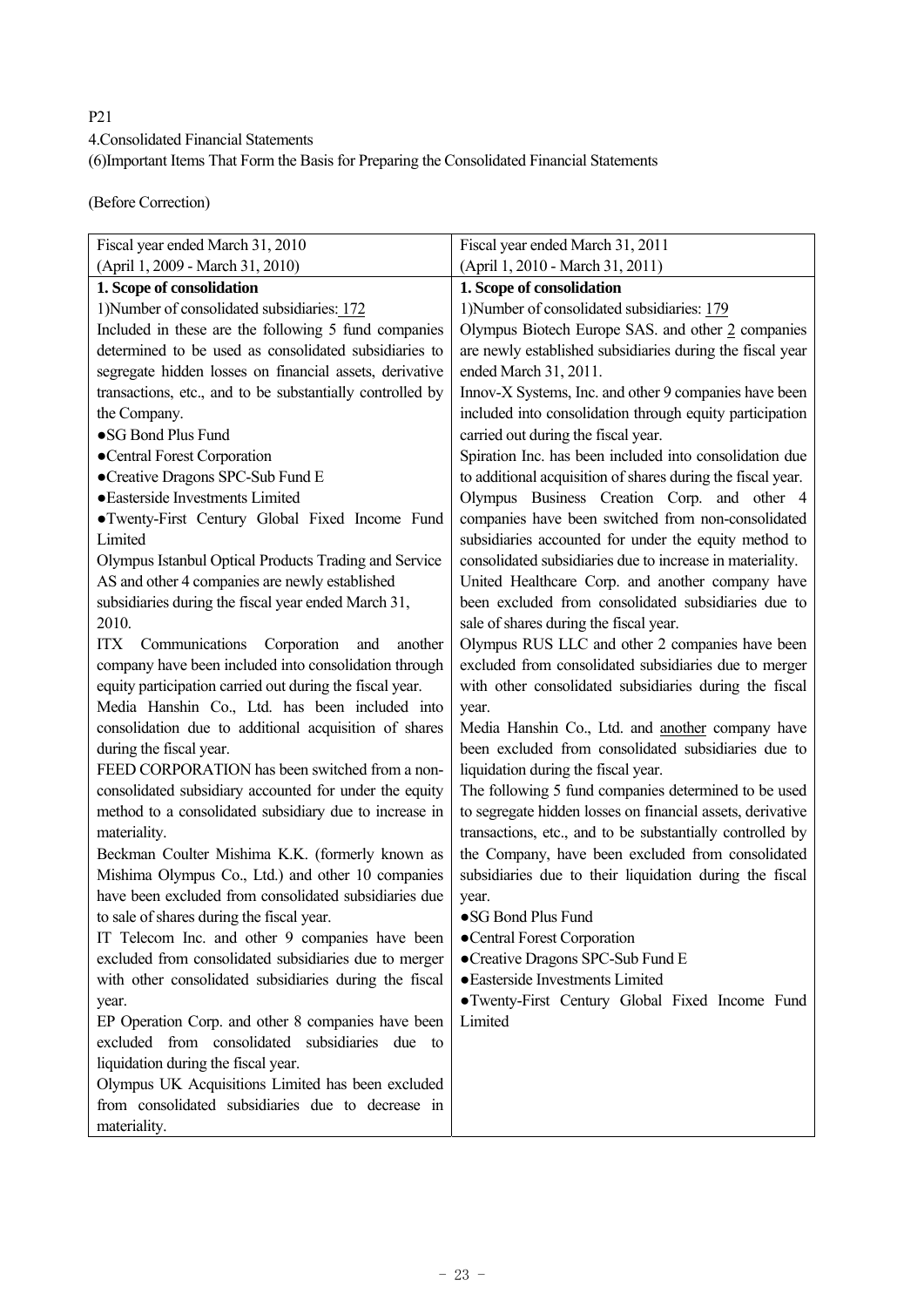P21

4.Consolidated Financial Statements

(6)Important Items That Form the Basis for Preparing the Consolidated Financial Statements

(Before Correction)

| Fiscal year ended March 31, 2010<br>(April 1, 2009 - March 31, 2010) | Fiscal year ended March 31, 2011<br>(April 1, 2010 - March 31, 2011) |
|---|---|
| **1. Scope of consolidation**<br>1)Number of consolidated subsidiaries: <u>172</u><br>Included in these are the following 5 fund companies determined to be used as consolidated subsidiaries to segregate hidden losses on financial assets, derivative transactions, etc., and to be substantially controlled by the Company.<br>●SG Bond Plus Fund<br>●Central Forest Corporation<br>●Creative Dragons SPC-Sub Fund E<br>●Easterside Investments Limited<br>●Twenty-First Century Global Fixed Income Fund Limited<br>Olympus Istanbul Optical Products Trading and Service AS and other 4 companies are newly established subsidiaries during the fiscal year ended March 31, 2010.<br>ITX Communications Corporation and another company have been included into consolidation through equity participation carried out during the fiscal year.<br>Media Hanshin Co., Ltd. has been included into consolidation due to additional acquisition of shares during the fiscal year.<br>FEED CORPORATION has been switched from a non-consolidated subsidiary accounted for under the equity method to a consolidated subsidiary due to increase in materiality.<br>Beckman Coulter Mishima K.K. (formerly known as Mishima Olympus Co., Ltd.) and other 10 companies have been excluded from consolidated subsidiaries due to sale of shares during the fiscal year.<br>IT Telecom Inc. and other 9 companies have been excluded from consolidated subsidiaries due to merger with other consolidated subsidiaries during the fiscal year.<br>EP Operation Corp. and other 8 companies have been excluded from consolidated subsidiaries due to liquidation during the fiscal year.<br>Olympus UK Acquisitions Limited has been excluded from consolidated subsidiaries due to decrease in materiality. | **1. Scope of consolidation**<br>1)Number of consolidated subsidiaries: <u>179</u><br>Olympus Biotech Europe SAS. and other <u>2</u> companies are newly established subsidiaries during the fiscal year ended March 31, 2011.<br>Innov-X Systems, Inc. and other 9 companies have been included into consolidation through equity participation carried out during the fiscal year.<br>Spiration Inc. has been included into consolidation due to additional acquisition of shares during the fiscal year.<br>Olympus Business Creation Corp. and other 4 companies have been switched from non-consolidated subsidiaries accounted for under the equity method to consolidated subsidiaries due to increase in materiality.<br>United Healthcare Corp. and another company have been excluded from consolidated subsidiaries due to sale of shares during the fiscal year.<br>Olympus RUS LLC and other 2 companies have been excluded from consolidated subsidiaries due to merger with other consolidated subsidiaries during the fiscal year.<br>Media Hanshin Co., Ltd. and <u>another</u> company have been excluded from consolidated subsidiaries due to liquidation during the fiscal year.<br>The following 5 fund companies determined to be used to segregate hidden losses on financial assets, derivative transactions, etc., and to be substantially controlled by the Company, have been excluded from consolidated subsidiaries due to their liquidation during the fiscal year.<br>●SG Bond Plus Fund<br>●Central Forest Corporation<br>●Creative Dragons SPC-Sub Fund E<br>●Easterside Investments Limited<br>●Twenty-First Century Global Fixed Income Fund Limited |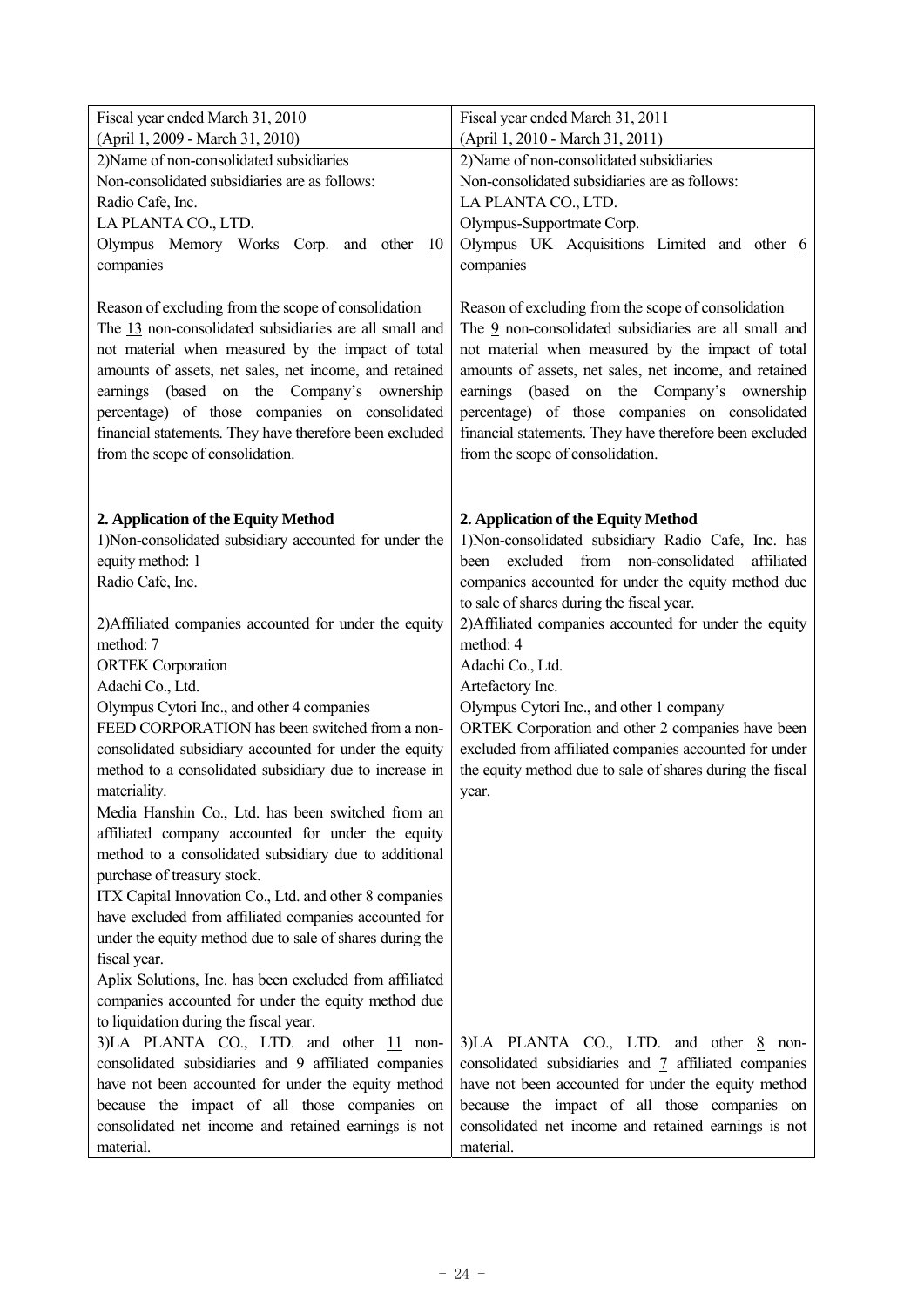| Fiscal year ended March 31, 2010<br>(April 1, 2009 - March 31, 2010) | Fiscal year ended March 31, 2011<br>(April 1, 2010 - March 31, 2011) |
|---|---|
| 2)Name of non-consolidated subsidiaries<br>Non-consolidated subsidiaries are as follows:<br>Radio Cafe, Inc.<br>LA PLANTA CO., LTD.<br>Olympus Memory Works Corp. and other 10 companies<br><br>Reason of excluding from the scope of consolidation<br>The 13 non-consolidated subsidiaries are all small and not material when measured by the impact of total amounts of assets, net sales, net income, and retained earnings (based on the Company's ownership percentage) of those companies on consolidated financial statements. They have therefore been excluded from the scope of consolidation. | 2)Name of non-consolidated subsidiaries<br>Non-consolidated subsidiaries are as follows:<br>LA PLANTA CO., LTD.<br>Olympus-Supportmate Corp.<br>Olympus UK Acquisitions Limited and other 6 companies<br><br>Reason of excluding from the scope of consolidation<br>The 9 non-consolidated subsidiaries are all small and not material when measured by the impact of total amounts of assets, net sales, net income, and retained earnings (based on the Company's ownership percentage) of those companies on consolidated financial statements. They have therefore been excluded from the scope of consolidation. |
| **2. Application of the Equity Method**<br>1)Non-consolidated subsidiary accounted for under the equity method: 1<br>Radio Cafe, Inc.<br><br>2)Affiliated companies accounted for under the equity method: 7<br>ORTEK Corporation<br>Adachi Co., Ltd.<br>Olympus Cytori Inc., and other 4 companies<br>FEED CORPORATION has been switched from a non-consolidated subsidiary accounted for under the equity method to a consolidated subsidiary due to increase in materiality.<br>Media Hanshin Co., Ltd. has been switched from an affiliated company accounted for under the equity method to a consolidated subsidiary due to additional purchase of treasury stock.<br>ITX Capital Innovation Co., Ltd. and other 8 companies have excluded from affiliated companies accounted for under the equity method due to sale of shares during the fiscal year.<br>Aplix Solutions, Inc. has been excluded from affiliated companies accounted for under the equity method due to liquidation during the fiscal year.<br>3)LA PLANTA CO., LTD. and other 11 non-consolidated subsidiaries and 9 affiliated companies have not been accounted for under the equity method because the impact of all those companies on consolidated net income and retained earnings is not material. | **2. Application of the Equity Method**<br>1)Non-consolidated subsidiary Radio Cafe, Inc. has been excluded from non-consolidated affiliated companies accounted for under the equity method due to sale of shares during the fiscal year.<br>2)Affiliated companies accounted for under the equity method: 4<br>Adachi Co., Ltd.<br>Artefactory Inc.<br>Olympus Cytori Inc., and other 1 company<br>ORTEK Corporation and other 2 companies have been excluded from affiliated companies accounted for under the equity method due to sale of shares during the fiscal year.<br><br>3)LA PLANTA CO., LTD. and other 8 non-consolidated subsidiaries and 7 affiliated companies have not been accounted for under the equity method because the impact of all those companies on consolidated net income and retained earnings is not material. |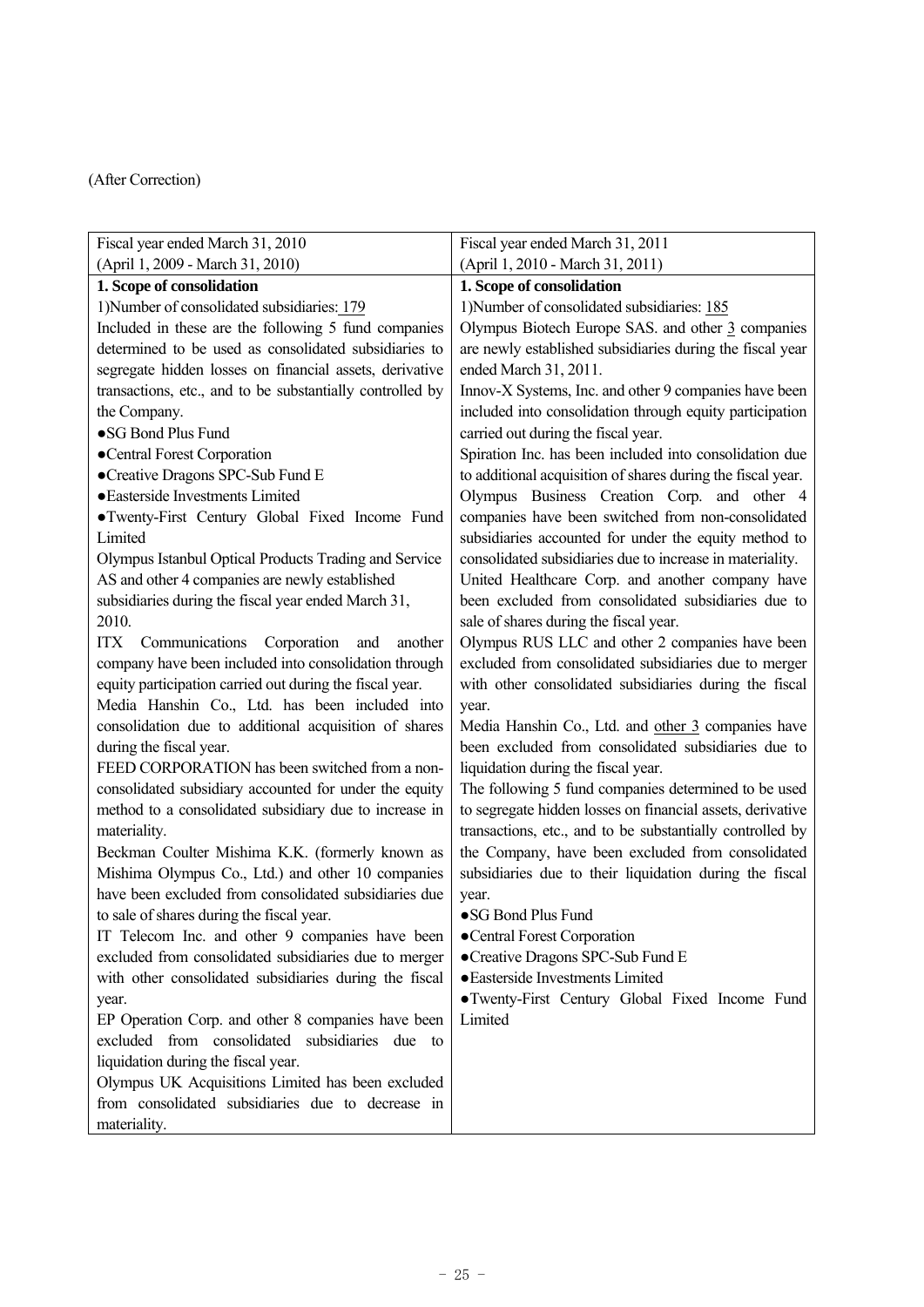(After Correction)

| Fiscal year ended March 31, 2010<br>(April 1, 2009 - March 31, 2010) | Fiscal year ended March 31, 2011<br>(April 1, 2010 - March 31, 2011) |
|---|---|
| **1. Scope of consolidation**<br>1)Number of consolidated subsidiaries: <u>179</u><br>Included in these are the following 5 fund companies determined to be used as consolidated subsidiaries to segregate hidden losses on financial assets, derivative transactions, etc., and to be substantially controlled by the Company.<br>●SG Bond Plus Fund<br>●Central Forest Corporation<br>●Creative Dragons SPC-Sub Fund E<br>●Easterside Investments Limited<br>●Twenty-First Century Global Fixed Income Fund Limited<br>Olympus Istanbul Optical Products Trading and Service AS and other 4 companies are newly established subsidiaries during the fiscal year ended March 31, 2010.<br>ITX Communications Corporation and another company have been included into consolidation through equity participation carried out during the fiscal year.<br>Media Hanshin Co., Ltd. has been included into consolidation due to additional acquisition of shares during the fiscal year.<br>FEED CORPORATION has been switched from a non-consolidated subsidiary accounted for under the equity method to a consolidated subsidiary due to increase in materiality.<br>Beckman Coulter Mishima K.K. (formerly known as Mishima Olympus Co., Ltd.) and other 10 companies have been excluded from consolidated subsidiaries due to sale of shares during the fiscal year.<br>IT Telecom Inc. and other 9 companies have been excluded from consolidated subsidiaries due to merger with other consolidated subsidiaries during the fiscal year.<br>EP Operation Corp. and other 8 companies have been excluded from consolidated subsidiaries due to liquidation during the fiscal year.<br>Olympus UK Acquisitions Limited has been excluded from consolidated subsidiaries due to decrease in materiality. | **1. Scope of consolidation**<br>1)Number of consolidated subsidiaries: <u>185</u><br>Olympus Biotech Europe SAS. and other <u>3</u> companies are newly established subsidiaries during the fiscal year ended March 31, 2011.<br>Innov-X Systems, Inc. and other 9 companies have been included into consolidation through equity participation carried out during the fiscal year.<br>Spiration Inc. has been included into consolidation due to additional acquisition of shares during the fiscal year.<br>Olympus Business Creation Corp. and other 4 companies have been switched from non-consolidated subsidiaries accounted for under the equity method to consolidated subsidiaries due to increase in materiality.<br>United Healthcare Corp. and another company have been excluded from consolidated subsidiaries due to sale of shares during the fiscal year.<br>Olympus RUS LLC and other 2 companies have been excluded from consolidated subsidiaries due to merger with other consolidated subsidiaries during the fiscal year.<br>Media Hanshin Co., Ltd. and <u>other 3</u> companies have been excluded from consolidated subsidiaries due to liquidation during the fiscal year.<br>The following 5 fund companies determined to be used to segregate hidden losses on financial assets, derivative transactions, etc., and to be substantially controlled by the Company, have been excluded from consolidated subsidiaries due to their liquidation during the fiscal year.<br>●SG Bond Plus Fund<br>●Central Forest Corporation<br>●Creative Dragons SPC-Sub Fund E<br>●Easterside Investments Limited<br>●Twenty-First Century Global Fixed Income Fund Limited |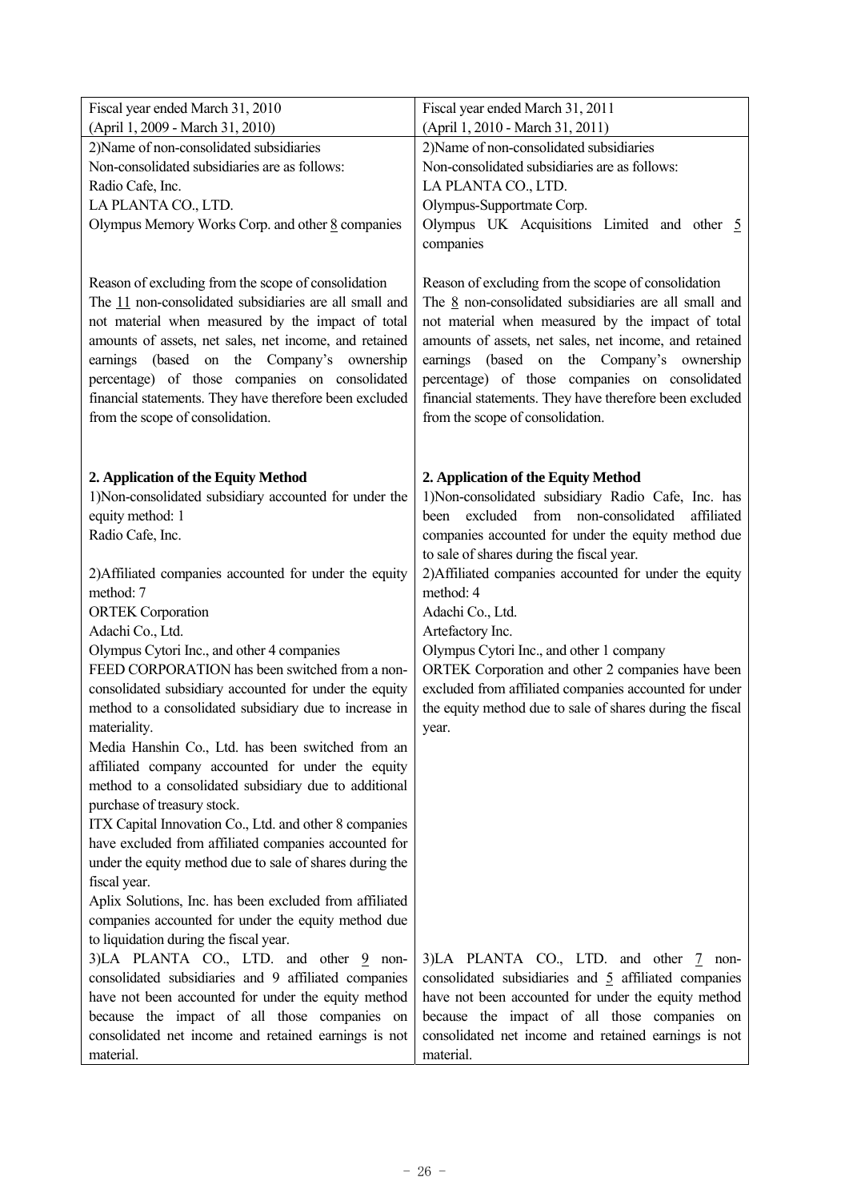| Fiscal year ended March 31, 2010<br>(April 1, 2009 - March 31, 2010) | Fiscal year ended March 31, 2011<br>(April 1, 2010 - March 31, 2011) |
| --- | --- |
| 2)Name of non-consolidated subsidiaries<br>Non-consolidated subsidiaries are as follows:<br>Radio Cafe, Inc.<br>LA PLANTA CO., LTD.<br>Olympus Memory Works Corp. and other 8 companies<br><br>Reason of excluding from the scope of consolidation<br>The 11 non-consolidated subsidiaries are all small and not material when measured by the impact of total amounts of assets, net sales, net income, and retained earnings (based on the Company's ownership percentage) of those companies on consolidated financial statements. They have therefore been excluded from the scope of consolidation. | 2)Name of non-consolidated subsidiaries<br>Non-consolidated subsidiaries are as follows:<br>LA PLANTA CO., LTD.<br>Olympus-Supportmate Corp.<br>Olympus UK Acquisitions Limited and other 5 companies<br><br>Reason of excluding from the scope of consolidation<br>The 8 non-consolidated subsidiaries are all small and not material when measured by the impact of total amounts of assets, net sales, net income, and retained earnings (based on the Company's ownership percentage) of those companies on consolidated financial statements. They have therefore been excluded from the scope of consolidation. |
| **2. Application of the Equity Method**<br>1)Non-consolidated subsidiary accounted for under the equity method: 1<br>Radio Cafe, Inc.<br><br>2)Affiliated companies accounted for under the equity method: 7<br>ORTEK Corporation<br>Adachi Co., Ltd.<br>Olympus Cytori Inc., and other 4 companies<br>FEED CORPORATION has been switched from a non-consolidated subsidiary accounted for under the equity method to a consolidated subsidiary due to increase in materiality.<br>Media Hanshin Co., Ltd. has been switched from an affiliated company accounted for under the equity method to a consolidated subsidiary due to additional purchase of treasury stock.<br>ITX Capital Innovation Co., Ltd. and other 8 companies have excluded from affiliated companies accounted for under the equity method due to sale of shares during the fiscal year.<br>Aplix Solutions, Inc. has been excluded from affiliated companies accounted for under the equity method due to liquidation during the fiscal year.<br>3)LA PLANTA CO., LTD. and other 9 non-consolidated subsidiaries and 9 affiliated companies have not been accounted for under the equity method because the impact of all those companies on consolidated net income and retained earnings is not material. | **2. Application of the Equity Method**<br>1)Non-consolidated subsidiary Radio Cafe, Inc. has been excluded from non-consolidated affiliated companies accounted for under the equity method due to sale of shares during the fiscal year.<br>2)Affiliated companies accounted for under the equity method: 4<br>Adachi Co., Ltd.<br>Artefactory Inc.<br>Olympus Cytori Inc., and other 1 company<br>ORTEK Corporation and other 2 companies have been excluded from affiliated companies accounted for under the equity method due to sale of shares during the fiscal year.<br><br>3)LA PLANTA CO., LTD. and other 7 non-consolidated subsidiaries and 5 affiliated companies have not been accounted for under the equity method because the impact of all those companies on consolidated net income and retained earnings is not material. |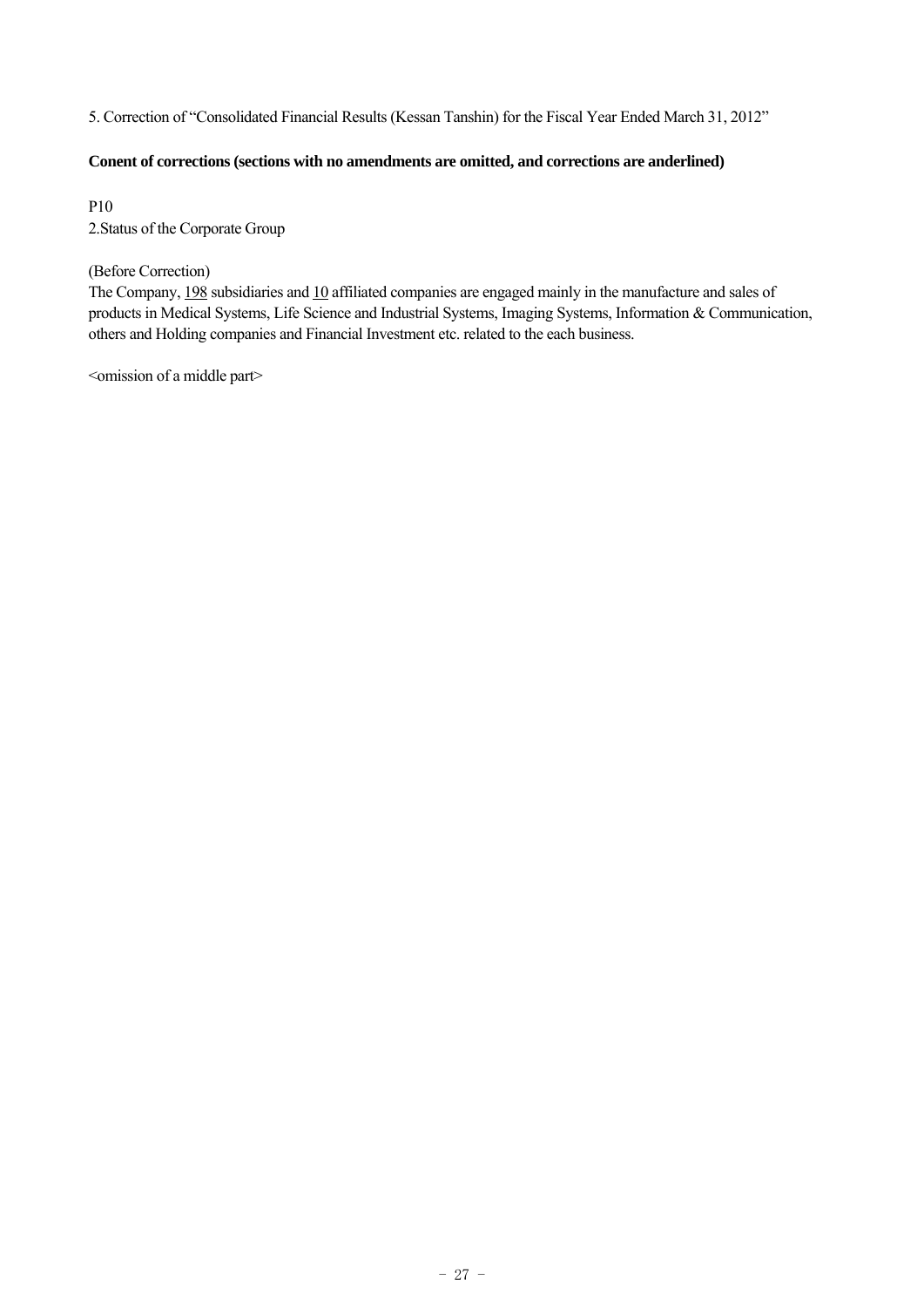5. Correction of "Consolidated Financial Results (Kessan Tanshin) for the Fiscal Year Ended March 31, 2012"

**Conent of corrections (sections with no amendments are omitted, and corrections are anderlined)**

P10

2.Status of the Corporate Group

(Before Correction)

The Company, <u>198</u> subsidiaries and <u>10</u> affiliated companies are engaged mainly in the manufacture and sales of products in Medical Systems, Life Science and Industrial Systems, Imaging Systems, Information & Communication, others and Holding companies and Financial Investment etc. related to the each business.

<omission of a middle part>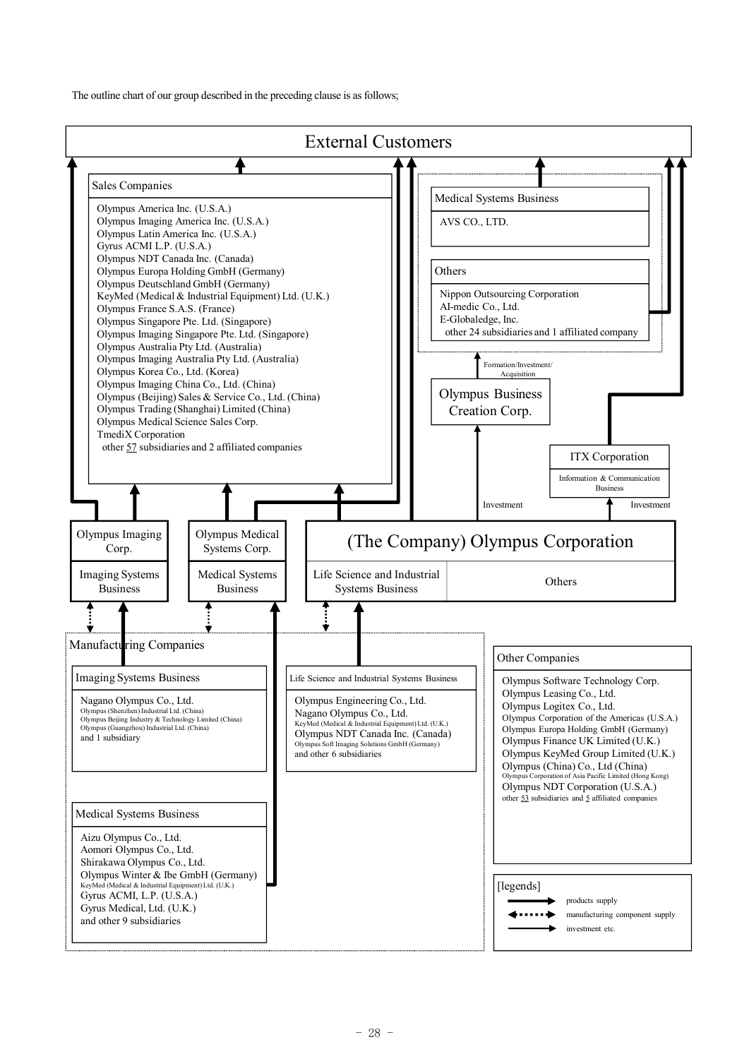The outline chart of our group described in the preceding clause is as follows;

## External Customers

### Sales Companies

- Olympus America Inc. (U.S.A.)
- Olympus Imaging America Inc. (U.S.A.)
- Olympus Latin America Inc. (U.S.A.)
- Gyrus ACMI L.P. (U.S.A.)
- Olympus NDT Canada Inc. (Canada)
- Olympus Europa Holding GmbH (Germany)
- Olympus Deutschland GmbH (Germany)
- KeyMed (Medical & Industrial Equipment) Ltd. (U.K.)
- Olympus France S.A.S. (France)
- Olympus Singapore Pte. Ltd. (Singapore)
- Olympus Imaging Singapore Pte. Ltd. (Singapore)
- Olympus Australia Pty Ltd. (Australia)
- Olympus Imaging Australia Pty Ltd. (Australia)
- Olympus Korea Co., Ltd. (Korea)
- Olympus Imaging China Co., Ltd. (China)
- Olympus (Beijing) Sales & Service Co., Ltd. (China)
- Olympus Trading (Shanghai) Limited (China)
- Olympus Medical Science Sales Corp.
- TmediX Corporation
- other 57 subsidiaries and 2 affiliated companies

### Medical Systems Business

- AVS CO., LTD.

### Others

- Nippon Outsourcing Corporation
- AI-medic Co., Ltd.
- E-Globaledge, Inc.
- other 24 subsidiaries and 1 affiliated company

Formation/Investment/Acquisition

**Olympus Business Creation Corp.**

**ITX Corporation** — Information & Communication Business

Investment

Investment

| Olympus Imaging Corp. | Olympus Medical Systems Corp. | (The Company) Olympus Corporation | |
|---|---|---|---|
| Imaging Systems Business | Medical Systems Business | Life Science and Industrial Systems Business | Others |

### Manufacturing Companies

#### Imaging Systems Business

- Nagano Olympus Co., Ltd.
- Olympus (Shenzhen) Industrial Ltd. (China)
- Olympus Beijing Industry & Technology Limited (China)
- Olympus (Guangzhou) Industrial Ltd. (China)
- and 1 subsidiary

#### Life Science and Industrial Systems Business

- Olympus Engineering Co., Ltd.
- Nagano Olympus Co., Ltd.
- KeyMed (Medical & Industrial Equipment) Ltd. (U.K.)
- Olympus NDT Canada Inc. (Canada)
- Olympus Soft Imaging Solutions GmbH (Germany)
- and other 6 subsidiaries

#### Medical Systems Business

- Aizu Olympus Co., Ltd.
- Aomori Olympus Co., Ltd.
- Shirakawa Olympus Co., Ltd.
- Olympus Winter & Ibe GmbH (Germany)
- KeyMed (Medical & Industrial Equipment) Ltd. (U.K.)
- Gyrus ACMI, L.P. (U.S.A.)
- Gyrus Medical, Ltd. (U.K.)
- and other 9 subsidiaries

### Other Companies

- Olympus Software Technology Corp.
- Olympus Leasing Co., Ltd.
- Olympus Logitex Co., Ltd.
- Olympus Corporation of the Americas (U.S.A.)
- Olympus Europa Holding GmbH (Germany)
- Olympus Finance UK Limited (U.K.)
- Olympus KeyMed Group Limited (U.K.)
- Olympus (China) Co., Ltd (China)
- Olympus Corporation of Asia Pacific Limited (Hong Kong)
- Olympus NDT Corporation (U.S.A.)
- other 53 subsidiaries and 5 affiliated companies

[legends]

- products supply (thick arrow)
- manufacturing component supply (dotted arrow)
- investment etc. (thin arrow)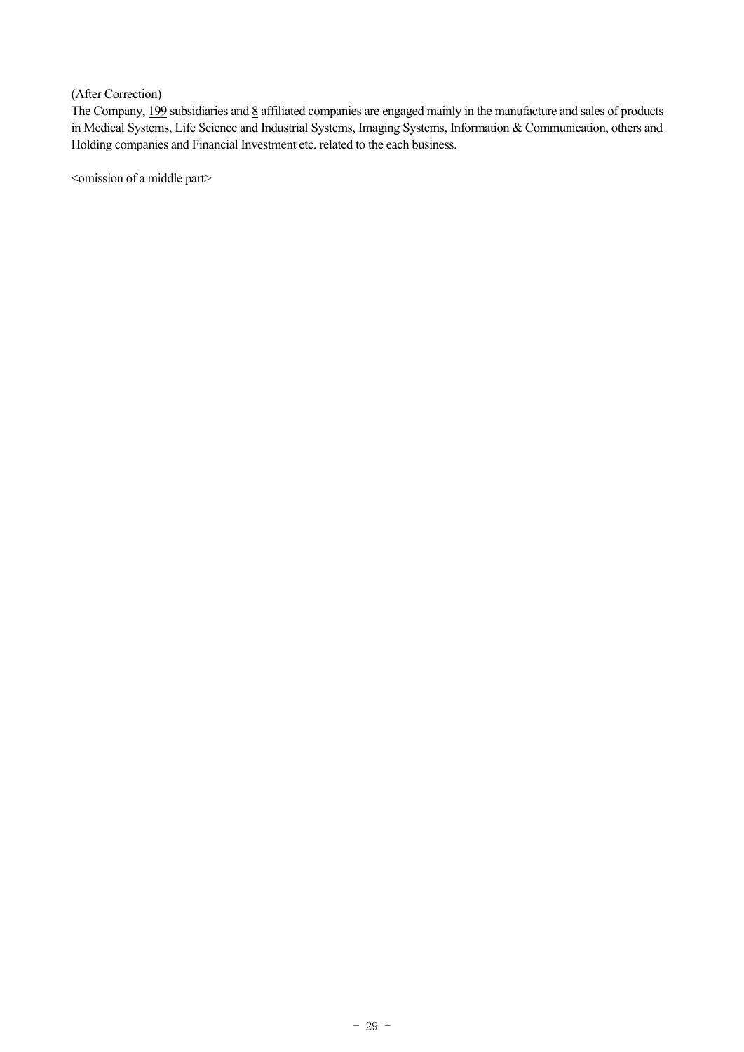(After Correction)

The Company, 199 subsidiaries and 8 affiliated companies are engaged mainly in the manufacture and sales of products in Medical Systems, Life Science and Industrial Systems, Imaging Systems, Information & Communication, others and Holding companies and Financial Investment etc. related to the each business.

<omission of a middle part>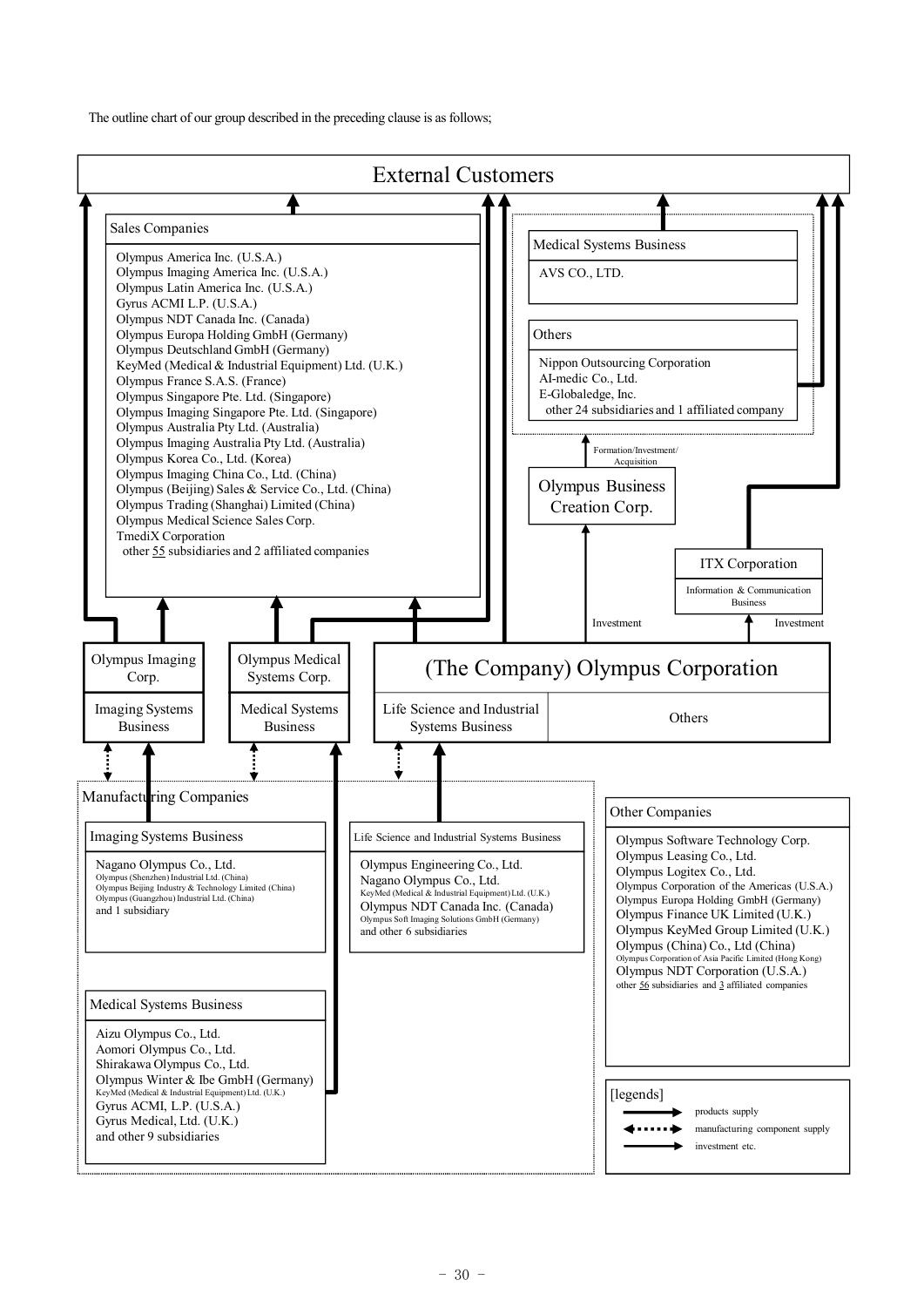The outline chart of our group described in the preceding clause is as follows;

## External Customers

### Sales Companies

- Olympus America Inc. (U.S.A.)
- Olympus Imaging America Inc. (U.S.A.)
- Olympus Latin America Inc. (U.S.A.)
- Gyrus ACMI L.P. (U.S.A.)
- Olympus NDT Canada Inc. (Canada)
- Olympus Europa Holding GmbH (Germany)
- Olympus Deutschland GmbH (Germany)
- KeyMed (Medical & Industrial Equipment) Ltd. (U.K.)
- Olympus France S.A.S. (France)
- Olympus Singapore Pte. Ltd. (Singapore)
- Olympus Imaging Singapore Pte. Ltd. (Singapore)
- Olympus Australia Pty Ltd. (Australia)
- Olympus Imaging Australia Pty Ltd. (Australia)
- Olympus Korea Co., Ltd. (Korea)
- Olympus Imaging China Co., Ltd. (China)
- Olympus (Beijing) Sales & Service Co., Ltd. (China)
- Olympus Trading (Shanghai) Limited (China)
- Olympus Medical Science Sales Corp.
- TmediX Corporation
- other 55 subsidiaries and 2 affiliated companies

### Medical Systems Business

- AVS CO., LTD.

### Others

- Nippon Outsourcing Corporation
- AI-medic Co., Ltd.
- E-Globaledge, Inc.
- other 24 subsidiaries and 1 affiliated company

Formation/Investment/Acquisition

### Olympus Business Creation Corp.

### ITX Corporation

Information & Communication Business

Investment

Investment

### Olympus Imaging Corp.

Imaging Systems Business

### Olympus Medical Systems Corp.

Medical Systems Business

### (The Company) Olympus Corporation

| Life Science and Industrial Systems Business | Others |
|---|---|

### Manufacturing Companies

#### Imaging Systems Business

- Nagano Olympus Co., Ltd.
- Olympus (Shenzhen) Industrial Ltd. (China)
- Olympus Beijing Industry & Technology Limited (China)
- Olympus (Guangzhou) Industrial Ltd. (China)
- and 1 subsidiary

#### Life Science and Industrial Systems Business

- Olympus Engineering Co., Ltd.
- Nagano Olympus Co., Ltd.
- KeyMed (Medical & Industrial Equipment) Ltd. (U.K.)
- Olympus NDT Canada Inc. (Canada)
- Olympus Soft Imaging Solutions GmbH (Germany)
- and other 6 subsidiaries

#### Medical Systems Business

- Aizu Olympus Co., Ltd.
- Aomori Olympus Co., Ltd.
- Shirakawa Olympus Co., Ltd.
- Olympus Winter & Ibe GmbH (Germany)
- KeyMed (Medical & Industrial Equipment) Ltd. (U.K.)
- Gyrus ACMI, L.P. (U.S.A.)
- Gyrus Medical, Ltd. (U.K.)
- and other 9 subsidiaries

### Other Companies

- Olympus Software Technology Corp.
- Olympus Leasing Co., Ltd.
- Olympus Logitex Co., Ltd.
- Olympus Corporation of the Americas (U.S.A.)
- Olympus Europa Holding GmbH (Germany)
- Olympus Finance UK Limited (U.K.)
- Olympus KeyMed Group Limited (U.K.)
- Olympus (China) Co., Ltd (China)
- Olympus Corporation of Asia Pacific Limited (Hong Kong)
- Olympus NDT Corporation (U.S.A.)
- other 56 subsidiaries and 3 affiliated companies

[legends]

- products supply
- manufacturing component supply
- investment etc.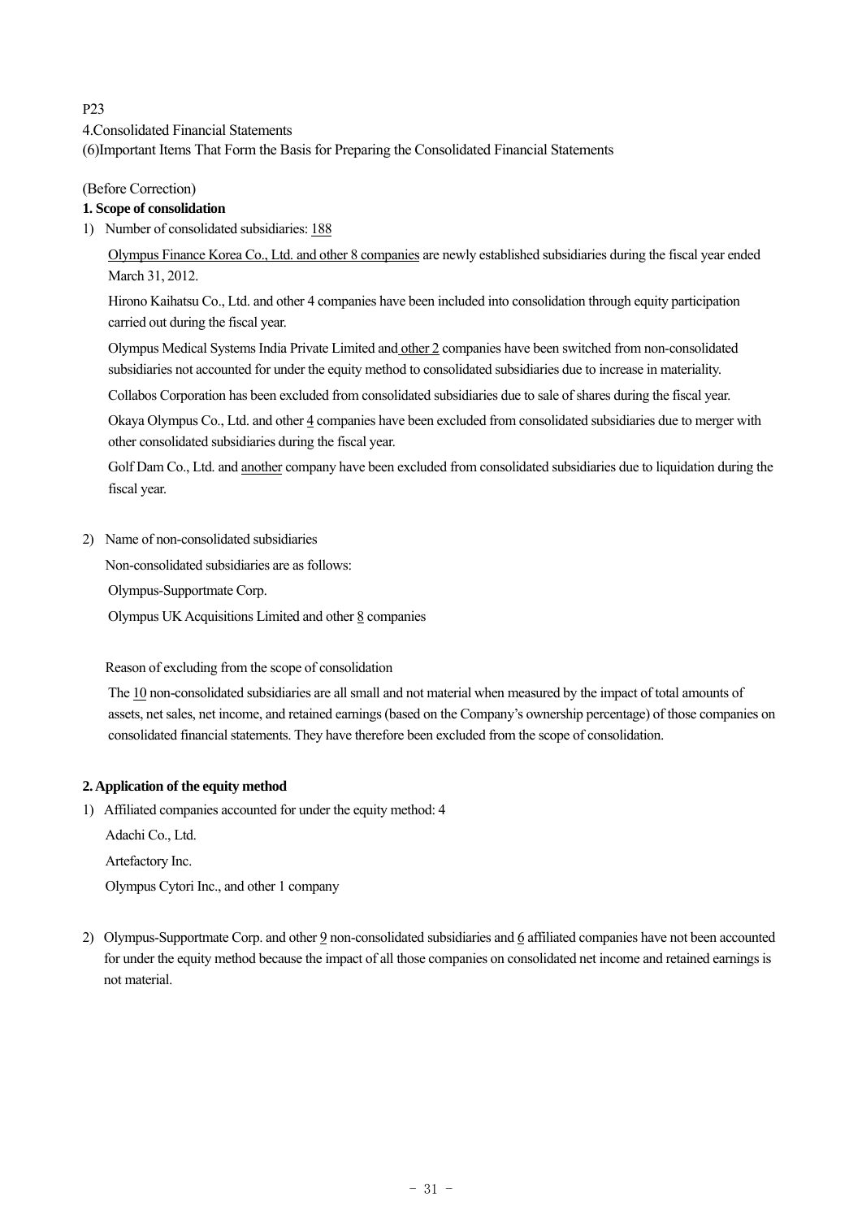P23

4.Consolidated Financial Statements

(6)Important Items That Form the Basis for Preparing the Consolidated Financial Statements

(Before Correction)

**1. Scope of consolidation**

1) Number of consolidated subsidiaries: 188

Olympus Finance Korea Co., Ltd. and other 8 companies are newly established subsidiaries during the fiscal year ended March 31, 2012.

Hirono Kaihatsu Co., Ltd. and other 4 companies have been included into consolidation through equity participation carried out during the fiscal year.

Olympus Medical Systems India Private Limited and other 2 companies have been switched from non-consolidated subsidiaries not accounted for under the equity method to consolidated subsidiaries due to increase in materiality.

Collabos Corporation has been excluded from consolidated subsidiaries due to sale of shares during the fiscal year.

Okaya Olympus Co., Ltd. and other 4 companies have been excluded from consolidated subsidiaries due to merger with other consolidated subsidiaries during the fiscal year.

Golf Dam Co., Ltd. and another company have been excluded from consolidated subsidiaries due to liquidation during the fiscal year.

2) Name of non-consolidated subsidiaries

Non-consolidated subsidiaries are as follows:

Olympus-Supportmate Corp.

Olympus UK Acquisitions Limited and other 8 companies

Reason of excluding from the scope of consolidation

The 10 non-consolidated subsidiaries are all small and not material when measured by the impact of total amounts of assets, net sales, net income, and retained earnings (based on the Company's ownership percentage) of those companies on consolidated financial statements. They have therefore been excluded from the scope of consolidation.

**2. Application of the equity method**

1) Affiliated companies accounted for under the equity method: 4

Adachi Co., Ltd.

Artefactory Inc.

Olympus Cytori Inc., and other 1 company

2) Olympus-Supportmate Corp. and other 9 non-consolidated subsidiaries and 6 affiliated companies have not been accounted for under the equity method because the impact of all those companies on consolidated net income and retained earnings is not material.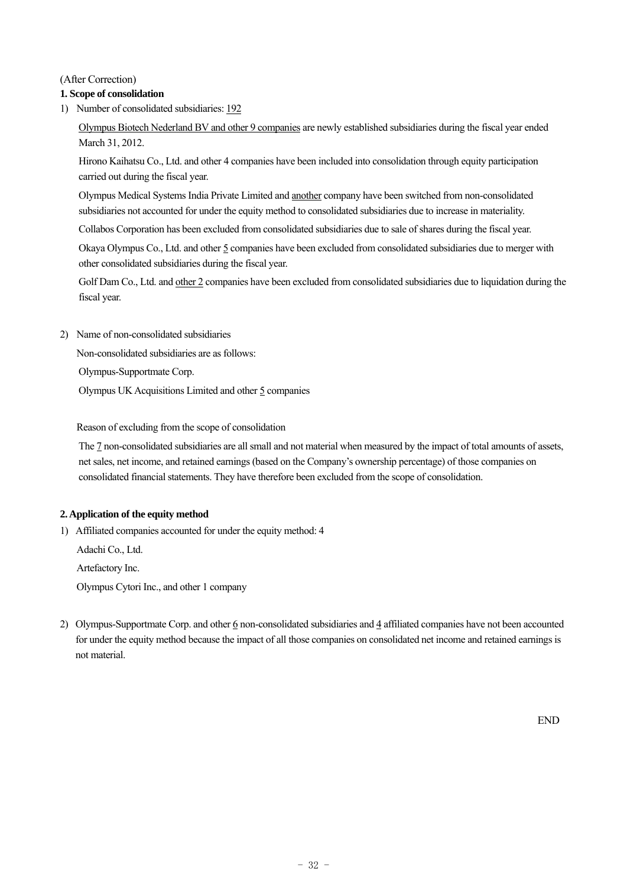(After Correction)

**1. Scope of consolidation**

1) Number of consolidated subsidiaries: 192

Olympus Biotech Nederland BV and other 9 companies are newly established subsidiaries during the fiscal year ended March 31, 2012.

Hirono Kaihatsu Co., Ltd. and other 4 companies have been included into consolidation through equity participation carried out during the fiscal year.

Olympus Medical Systems India Private Limited and another company have been switched from non-consolidated subsidiaries not accounted for under the equity method to consolidated subsidiaries due to increase in materiality.

Collabos Corporation has been excluded from consolidated subsidiaries due to sale of shares during the fiscal year.

Okaya Olympus Co., Ltd. and other 5 companies have been excluded from consolidated subsidiaries due to merger with other consolidated subsidiaries during the fiscal year.

Golf Dam Co., Ltd. and other 2 companies have been excluded from consolidated subsidiaries due to liquidation during the fiscal year.

2) Name of non-consolidated subsidiaries

Non-consolidated subsidiaries are as follows:

Olympus-Supportmate Corp.

Olympus UK Acquisitions Limited and other 5 companies

Reason of excluding from the scope of consolidation

The 7 non-consolidated subsidiaries are all small and not material when measured by the impact of total amounts of assets, net sales, net income, and retained earnings (based on the Company's ownership percentage) of those companies on consolidated financial statements. They have therefore been excluded from the scope of consolidation.

**2. Application of the equity method**

1) Affiliated companies accounted for under the equity method: 4

Adachi Co., Ltd.

Artefactory Inc.

Olympus Cytori Inc., and other 1 company

2) Olympus-Supportmate Corp. and other 6 non-consolidated subsidiaries and 4 affiliated companies have not been accounted for under the equity method because the impact of all those companies on consolidated net income and retained earnings is not material.

END